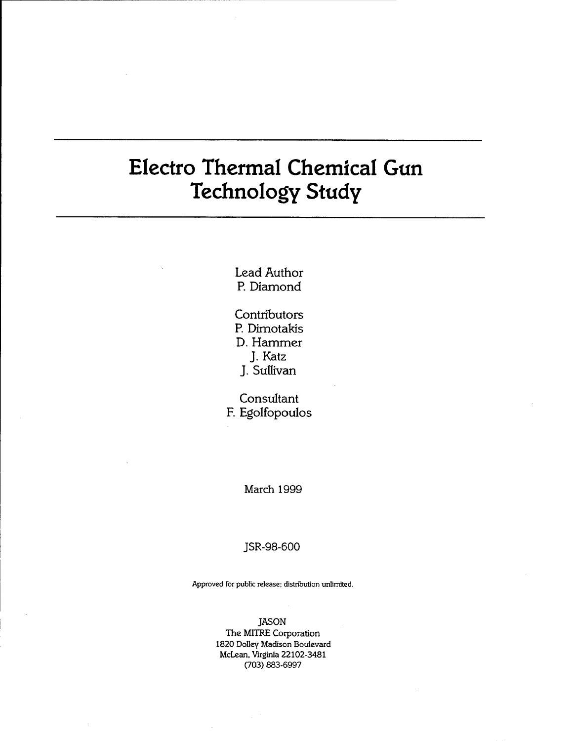# Electro Thermal Chemical Gun Technology Study

Lead Author
P. Diamond

Contributors
P. Dimotakis
D. Hammer
J. Katz
J. Sullivan

Consultant
F. Egolfopoulos

March 1999

JSR-98-600

Approved for public release; distribution unlimited.

JASON
The MITRE Corporation
1820 Dolley Madison Boulevard
McLean, Virginia 22102-3481
(703) 883-6997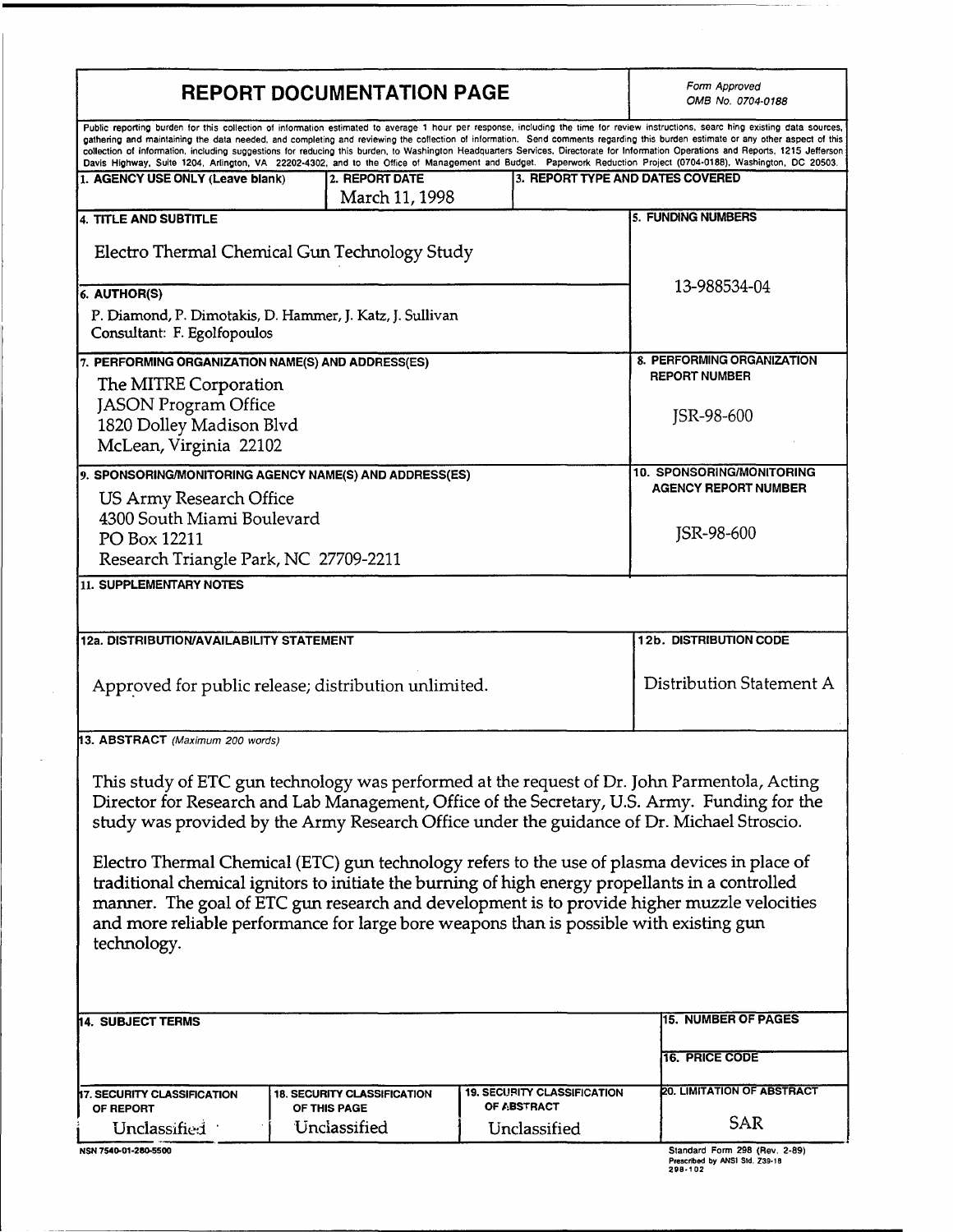# REPORT DOCUMENTATION PAGE

*Form Approved*
*OMB No. 0704-0188*

Public reporting burden for this collection of information estimated to average 1 hour per response, including the time for review instructions, searc hing existing data sources, gathering and maintaining the data needed, and completing and reviewing the collection of information. Send comments regarding this burden estimate or any other aspect of this collection of information, including suggestions for reducing this burden, to Washington Headquarters Services, Directorate for Information Operations and Reports, 1215 Jefferson Davis Highway, Suite 1204, Arlington, VA 22202-4302, and to the Office of Management and Budget. Paperwork Reduction Project (0704-0188), Washington, DC 20503.

| 1. AGENCY USE ONLY (Leave blank) | 2. REPORT DATE | 3. REPORT TYPE AND DATES COVERED |
|---|---|---|
| | March 11, 1998 | |

**4. TITLE AND SUBTITLE**

Electro Thermal Chemical Gun Technology Study

**5. FUNDING NUMBERS**

13-988534-04

**6. AUTHOR(S)**

P. Diamond, P. Dimotakis, D. Hammer, J. Katz, J. Sullivan
Consultant: F. Egolfopoulos

**7. PERFORMING ORGANIZATION NAME(S) AND ADDRESS(ES)**

The MITRE Corporation
JASON Program Office
1820 Dolley Madison Blvd
McLean, Virginia 22102

**8. PERFORMING ORGANIZATION REPORT NUMBER**

JSR-98-600

**9. SPONSORING/MONITORING AGENCY NAME(S) AND ADDRESS(ES)**

US Army Research Office
4300 South Miami Boulevard
PO Box 12211
Research Triangle Park, NC 27709-2211

**10. SPONSORING/MONITORING AGENCY REPORT NUMBER**

JSR-98-600

**11. SUPPLEMENTARY NOTES**

**12a. DISTRIBUTION/AVAILABILITY STATEMENT**

Approved for public release; distribution unlimited.

**12b. DISTRIBUTION CODE**

Distribution Statement A

**13. ABSTRACT** *(Maximum 200 words)*

This study of ETC gun technology was performed at the request of Dr. John Parmentola, Acting Director for Research and Lab Management, Office of the Secretary, U.S. Army. Funding for the study was provided by the Army Research Office under the guidance of Dr. Michael Stroscio.

Electro Thermal Chemical (ETC) gun technology refers to the use of plasma devices in place of traditional chemical ignitors to initiate the burning of high energy propellants in a controlled manner. The goal of ETC gun research and development is to provide higher muzzle velocities and more reliable performance for large bore weapons than is possible with existing gun technology.

**14. SUBJECT TERMS**

**15. NUMBER OF PAGES**

**16. PRICE CODE**

| 17. SECURITY CLASSIFICATION OF REPORT | 18. SECURITY CLASSIFICATION OF THIS PAGE | 19. SECURITY CLASSIFICATION OF ABSTRACT | 20. LIMITATION OF ABSTRACT |
|---|---|---|---|
| Unclassified | Unclassified | Unclassified | SAR |

NSN 7540-01-280-5500

Standard Form 298 (Rev. 2-89)
Prescribed by ANSI Std. Z39-18
298-102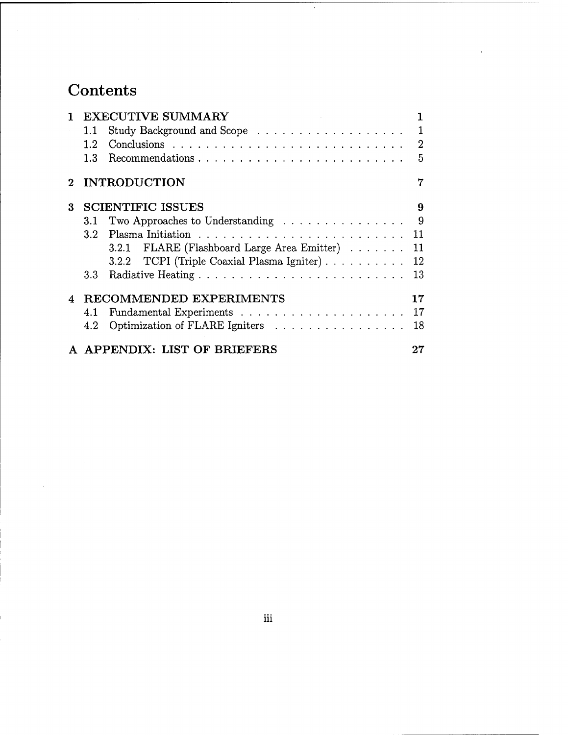# Contents

**1 EXECUTIVE SUMMARY** **1**
- 1.1 Study Background and Scope . . . . . . . . . . . . . . . . . . 1
- 1.2 Conclusions . . . . . . . . . . . . . . . . . . . . . . . . . . . . 2
- 1.3 Recommendations . . . . . . . . . . . . . . . . . . . . . . . . . 5

**2 INTRODUCTION** **7**

**3 SCIENTIFIC ISSUES** **9**
- 3.1 Two Approaches to Understanding . . . . . . . . . . . . . . . 9
- 3.2 Plasma Initiation . . . . . . . . . . . . . . . . . . . . . . . . . 11
  - 3.2.1 FLARE (Flashboard Large Area Emitter) . . . . . . . 11
  - 3.2.2 TCPI (Triple Coaxial Plasma Igniter) . . . . . . . . . . 12
- 3.3 Radiative Heating . . . . . . . . . . . . . . . . . . . . . . . . . 13

**4 RECOMMENDED EXPERIMENTS** **17**
- 4.1 Fundamental Experiments . . . . . . . . . . . . . . . . . . . . 17
- 4.2 Optimization of FLARE Igniters . . . . . . . . . . . . . . . . 18

**A APPENDIX: LIST OF BRIEFERS** **27**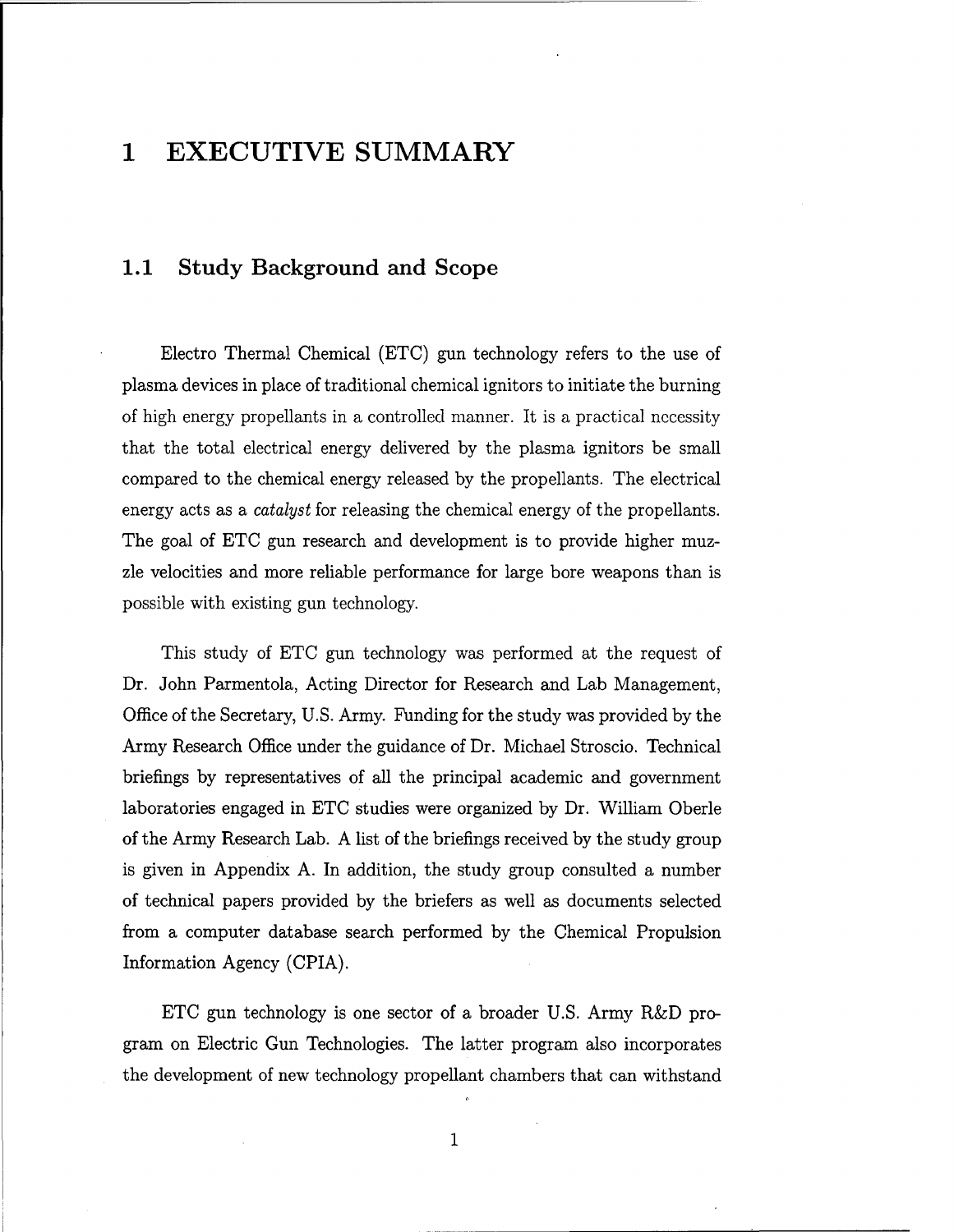# 1 EXECUTIVE SUMMARY

## 1.1 Study Background and Scope

Electro Thermal Chemical (ETC) gun technology refers to the use of plasma devices in place of traditional chemical ignitors to initiate the burning of high energy propellants in a controlled manner. It is a practical necessity that the total electrical energy delivered by the plasma ignitors be small compared to the chemical energy released by the propellants. The electrical energy acts as a *catalyst* for releasing the chemical energy of the propellants. The goal of ETC gun research and development is to provide higher muzzle velocities and more reliable performance for large bore weapons than is possible with existing gun technology.

This study of ETC gun technology was performed at the request of Dr. John Parmentola, Acting Director for Research and Lab Management, Office of the Secretary, U.S. Army. Funding for the study was provided by the Army Research Office under the guidance of Dr. Michael Stroscio. Technical briefings by representatives of all the principal academic and government laboratories engaged in ETC studies were organized by Dr. William Oberle of the Army Research Lab. A list of the briefings received by the study group is given in Appendix A. In addition, the study group consulted a number of technical papers provided by the briefers as well as documents selected from a computer database search performed by the Chemical Propulsion Information Agency (CPIA).

ETC gun technology is one sector of a broader U.S. Army R&D program on Electric Gun Technologies. The latter program also incorporates the development of new technology propellant chambers that can withstand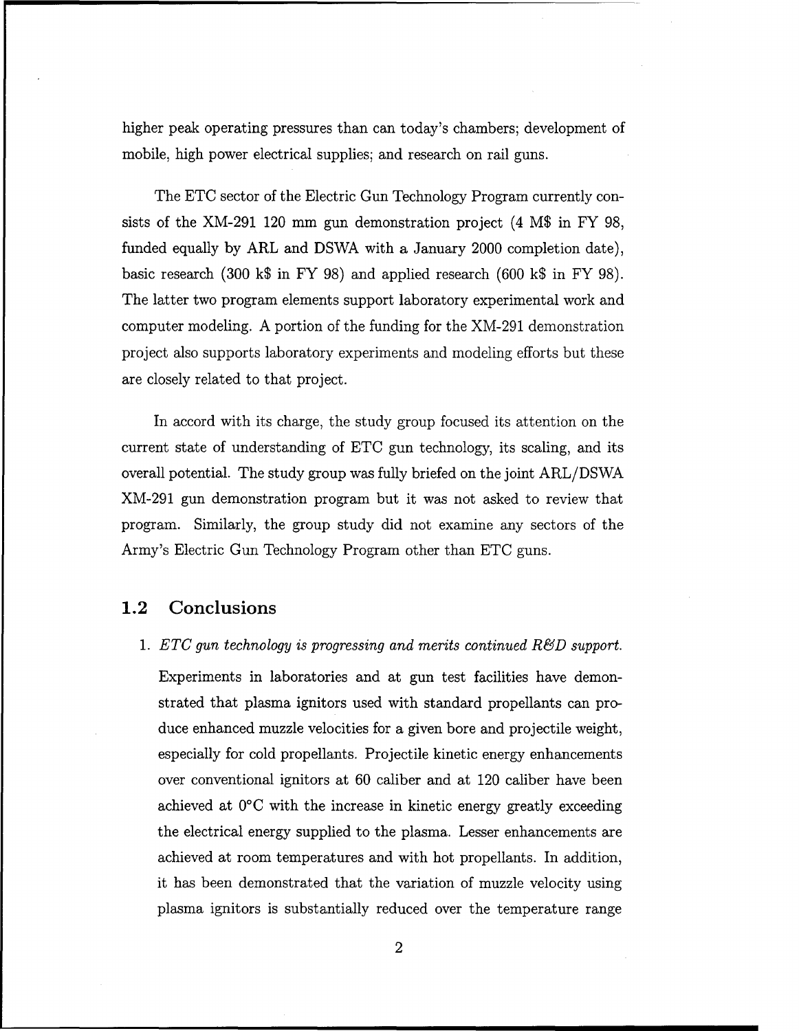higher peak operating pressures than can today's chambers; development of mobile, high power electrical supplies; and research on rail guns.

The ETC sector of the Electric Gun Technology Program currently consists of the XM-291 120 mm gun demonstration project (4 M$ in FY 98, funded equally by ARL and DSWA with a January 2000 completion date), basic research (300 k$ in FY 98) and applied research (600 k$ in FY 98). The latter two program elements support laboratory experimental work and computer modeling. A portion of the funding for the XM-291 demonstration project also supports laboratory experiments and modeling efforts but these are closely related to that project.

In accord with its charge, the study group focused its attention on the current state of understanding of ETC gun technology, its scaling, and its overall potential. The study group was fully briefed on the joint ARL/DSWA XM-291 gun demonstration program but it was not asked to review that program. Similarly, the group study did not examine any sectors of the Army's Electric Gun Technology Program other than ETC guns.

## 1.2 Conclusions

1. *ETC gun technology is progressing and merits continued R&D support.*

   Experiments in laboratories and at gun test facilities have demonstrated that plasma ignitors used with standard propellants can produce enhanced muzzle velocities for a given bore and projectile weight, especially for cold propellants. Projectile kinetic energy enhancements over conventional ignitors at 60 caliber and at 120 caliber have been achieved at 0°C with the increase in kinetic energy greatly exceeding the electrical energy supplied to the plasma. Lesser enhancements are achieved at room temperatures and with hot propellants. In addition, it has been demonstrated that the variation of muzzle velocity using plasma ignitors is substantially reduced over the temperature range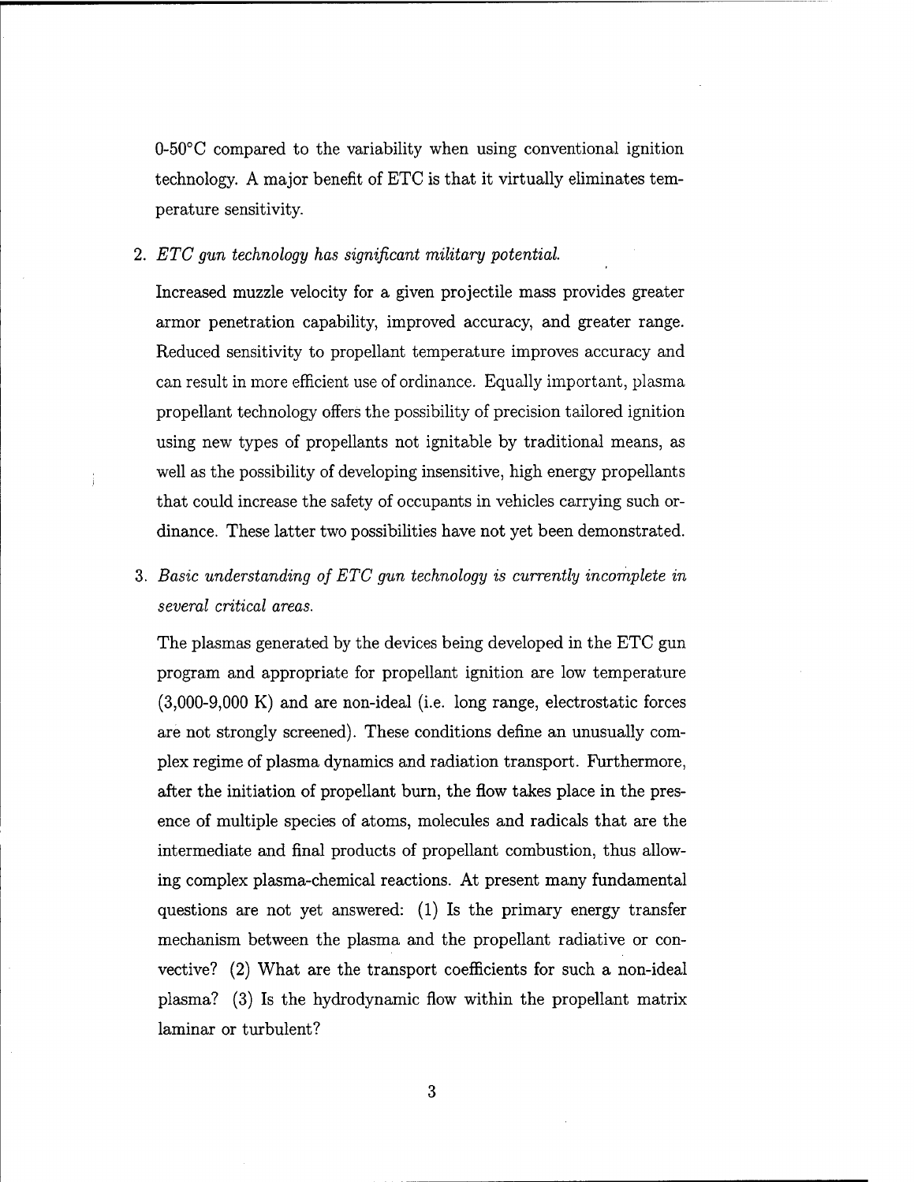0-50°C compared to the variability when using conventional ignition technology. A major benefit of ETC is that it virtually eliminates temperature sensitivity.

2. *ETC gun technology has significant military potential.*

   Increased muzzle velocity for a given projectile mass provides greater armor penetration capability, improved accuracy, and greater range. Reduced sensitivity to propellant temperature improves accuracy and can result in more efficient use of ordinance. Equally important, plasma propellant technology offers the possibility of precision tailored ignition using new types of propellants not ignitable by traditional means, as well as the possibility of developing insensitive, high energy propellants that could increase the safety of occupants in vehicles carrying such ordinance. These latter two possibilities have not yet been demonstrated.

3. *Basic understanding of ETC gun technology is currently incomplete in several critical areas.*

   The plasmas generated by the devices being developed in the ETC gun program and appropriate for propellant ignition are low temperature (3,000-9,000 K) and are non-ideal (i.e. long range, electrostatic forces are not strongly screened). These conditions define an unusually complex regime of plasma dynamics and radiation transport. Furthermore, after the initiation of propellant burn, the flow takes place in the presence of multiple species of atoms, molecules and radicals that are the intermediate and final products of propellant combustion, thus allowing complex plasma-chemical reactions. At present many fundamental questions are not yet answered: (1) Is the primary energy transfer mechanism between the plasma and the propellant radiative or convective? (2) What are the transport coefficients for such a non-ideal plasma? (3) Is the hydrodynamic flow within the propellant matrix laminar or turbulent?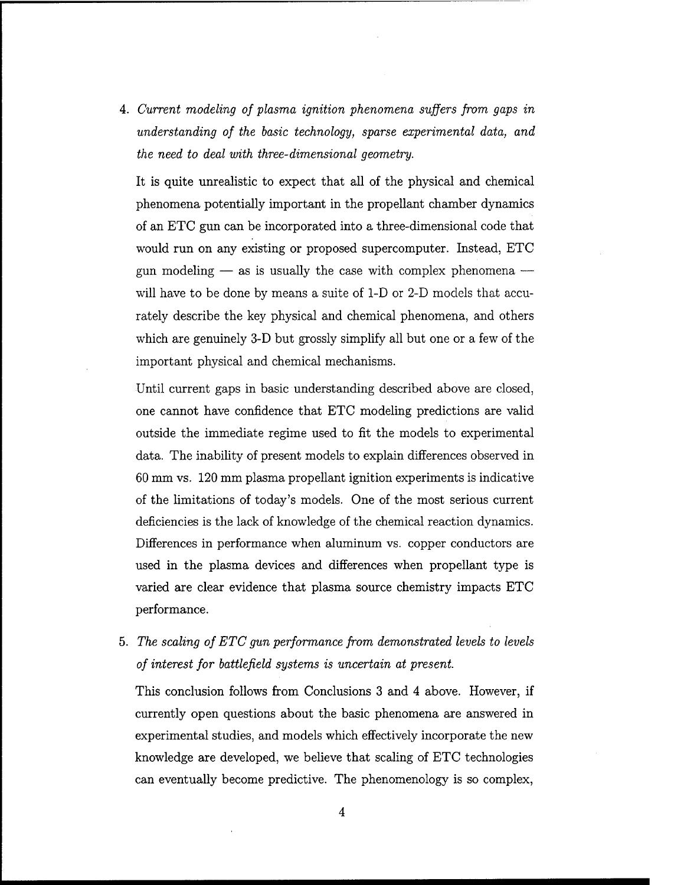4. *Current modeling of plasma ignition phenomena suffers from gaps in understanding of the basic technology, sparse experimental data, and the need to deal with three-dimensional geometry.*

   It is quite unrealistic to expect that all of the physical and chemical phenomena potentially important in the propellant chamber dynamics of an ETC gun can be incorporated into a three-dimensional code that would run on any existing or proposed supercomputer. Instead, ETC gun modeling — as is usually the case with complex phenomena — will have to be done by means a suite of 1-D or 2-D models that accurately describe the key physical and chemical phenomena, and others which are genuinely 3-D but grossly simplify all but one or a few of the important physical and chemical mechanisms.

   Until current gaps in basic understanding described above are closed, one cannot have confidence that ETC modeling predictions are valid outside the immediate regime used to fit the models to experimental data. The inability of present models to explain differences observed in 60 mm vs. 120 mm plasma propellant ignition experiments is indicative of the limitations of today's models. One of the most serious current deficiencies is the lack of knowledge of the chemical reaction dynamics. Differences in performance when aluminum vs. copper conductors are used in the plasma devices and differences when propellant type is varied are clear evidence that plasma source chemistry impacts ETC performance.

5. *The scaling of ETC gun performance from demonstrated levels to levels of interest for battlefield systems is uncertain at present.*

   This conclusion follows from Conclusions 3 and 4 above. However, if currently open questions about the basic phenomena are answered in experimental studies, and models which effectively incorporate the new knowledge are developed, we believe that scaling of ETC technologies can eventually become predictive. The phenomenology is so complex,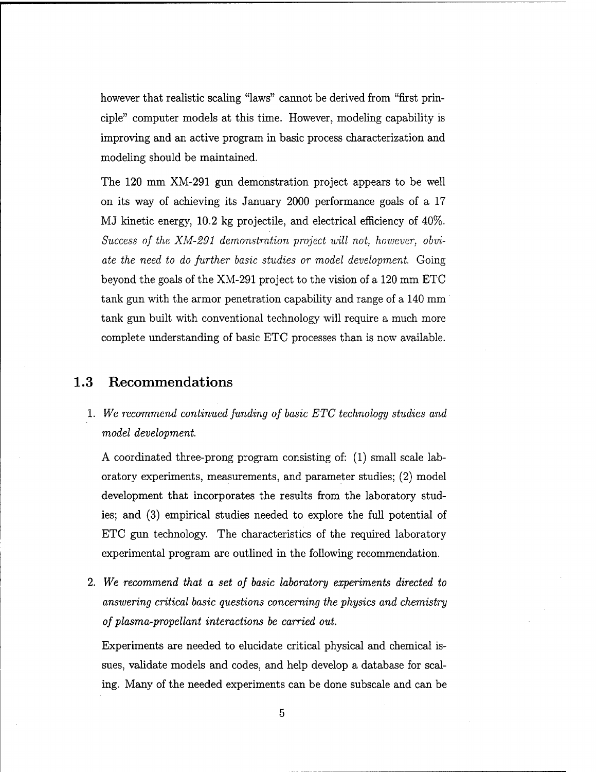however that realistic scaling "laws" cannot be derived from "first principle" computer models at this time. However, modeling capability is improving and an active program in basic process characterization and modeling should be maintained.

The 120 mm XM-291 gun demonstration project appears to be well on its way of achieving its January 2000 performance goals of a 17 MJ kinetic energy, 10.2 kg projectile, and electrical efficiency of 40%. *Success of the XM-291 demonstration project will not, however, obviate the need to do further basic studies or model development.* Going beyond the goals of the XM-291 project to the vision of a 120 mm ETC tank gun with the armor penetration capability and range of a 140 mm tank gun built with conventional technology will require a much more complete understanding of basic ETC processes than is now available.

## 1.3 Recommendations

1. *We recommend continued funding of basic ETC technology studies and model development.*

   A coordinated three-prong program consisting of: (1) small scale laboratory experiments, measurements, and parameter studies; (2) model development that incorporates the results from the laboratory studies; and (3) empirical studies needed to explore the full potential of ETC gun technology. The characteristics of the required laboratory experimental program are outlined in the following recommendation.

2. *We recommend that a set of basic laboratory experiments directed to answering critical basic questions concerning the physics and chemistry of plasma-propellant interactions be carried out.*

   Experiments are needed to elucidate critical physical and chemical issues, validate models and codes, and help develop a database for scaling. Many of the needed experiments can be done subscale and can be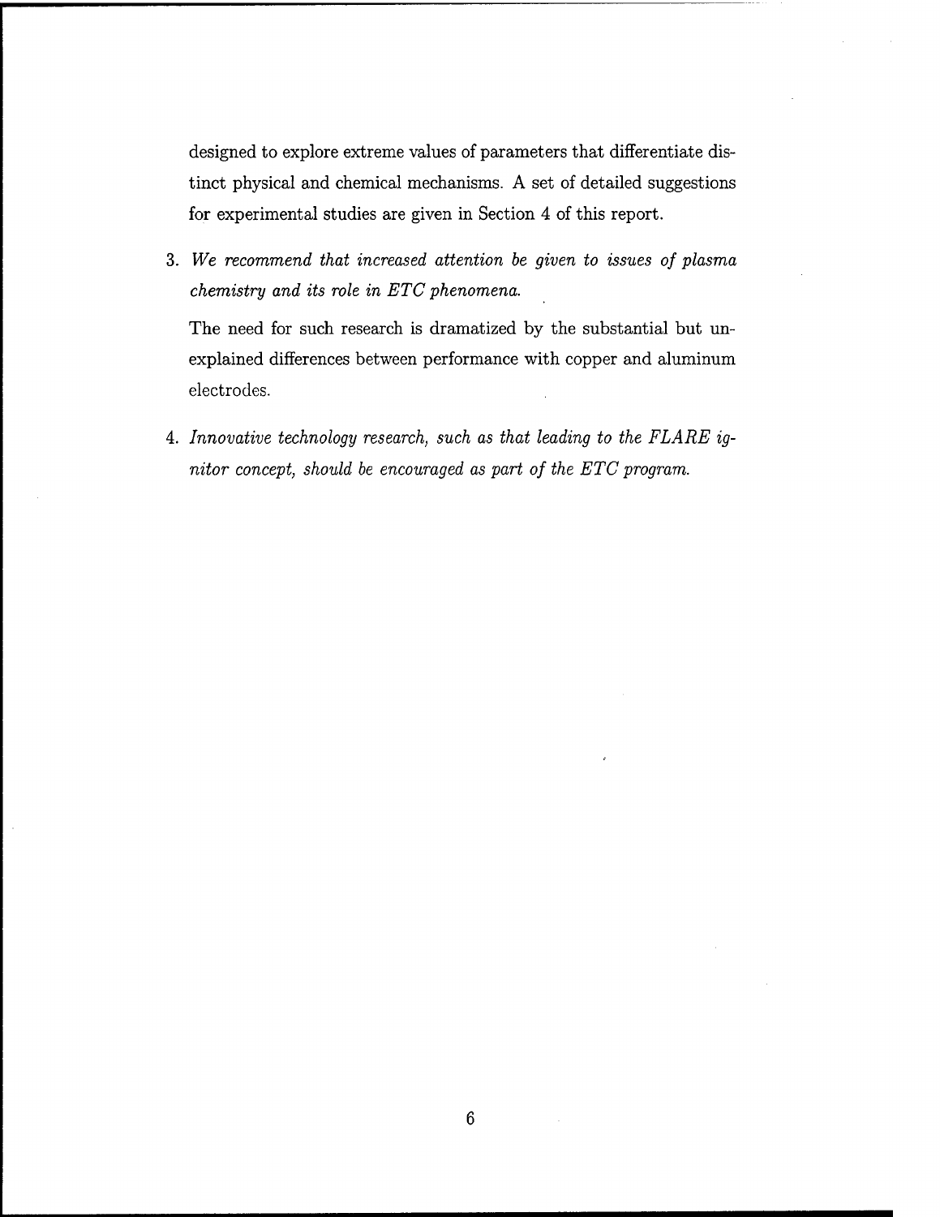designed to explore extreme values of parameters that differentiate distinct physical and chemical mechanisms. A set of detailed suggestions for experimental studies are given in Section 4 of this report.

3. *We recommend that increased attention be given to issues of plasma chemistry and its role in ETC phenomena.*

   The need for such research is dramatized by the substantial but unexplained differences between performance with copper and aluminum electrodes.

4. *Innovative technology research, such as that leading to the FLARE ignitor concept, should be encouraged as part of the ETC program.*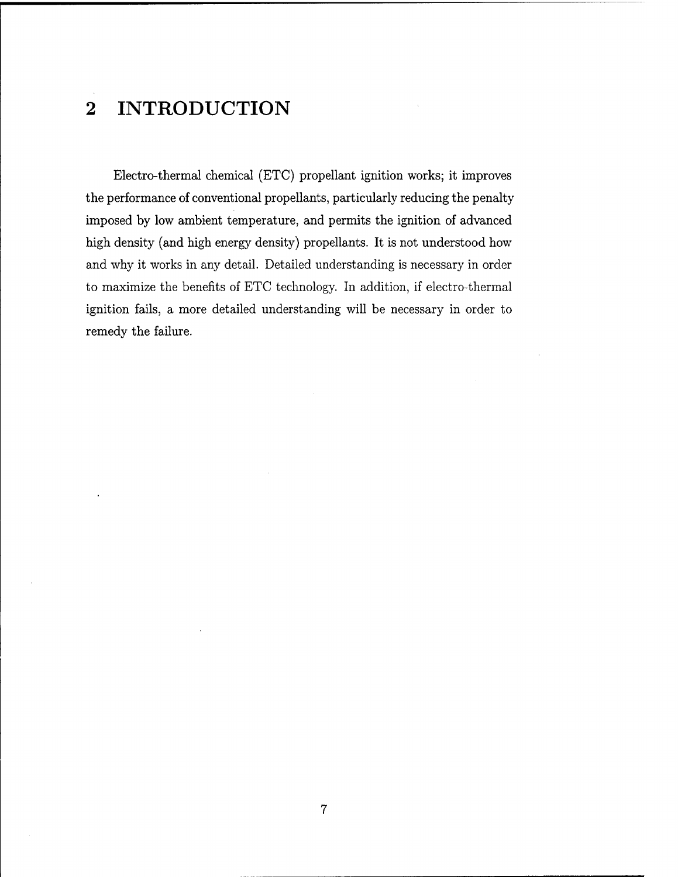# 2 INTRODUCTION

Electro-thermal chemical (ETC) propellant ignition works; it improves the performance of conventional propellants, particularly reducing the penalty imposed by low ambient temperature, and permits the ignition of advanced high density (and high energy density) propellants. It is not understood how and why it works in any detail. Detailed understanding is necessary in order to maximize the benefits of ETC technology. In addition, if electro-thermal ignition fails, a more detailed understanding will be necessary in order to remedy the failure.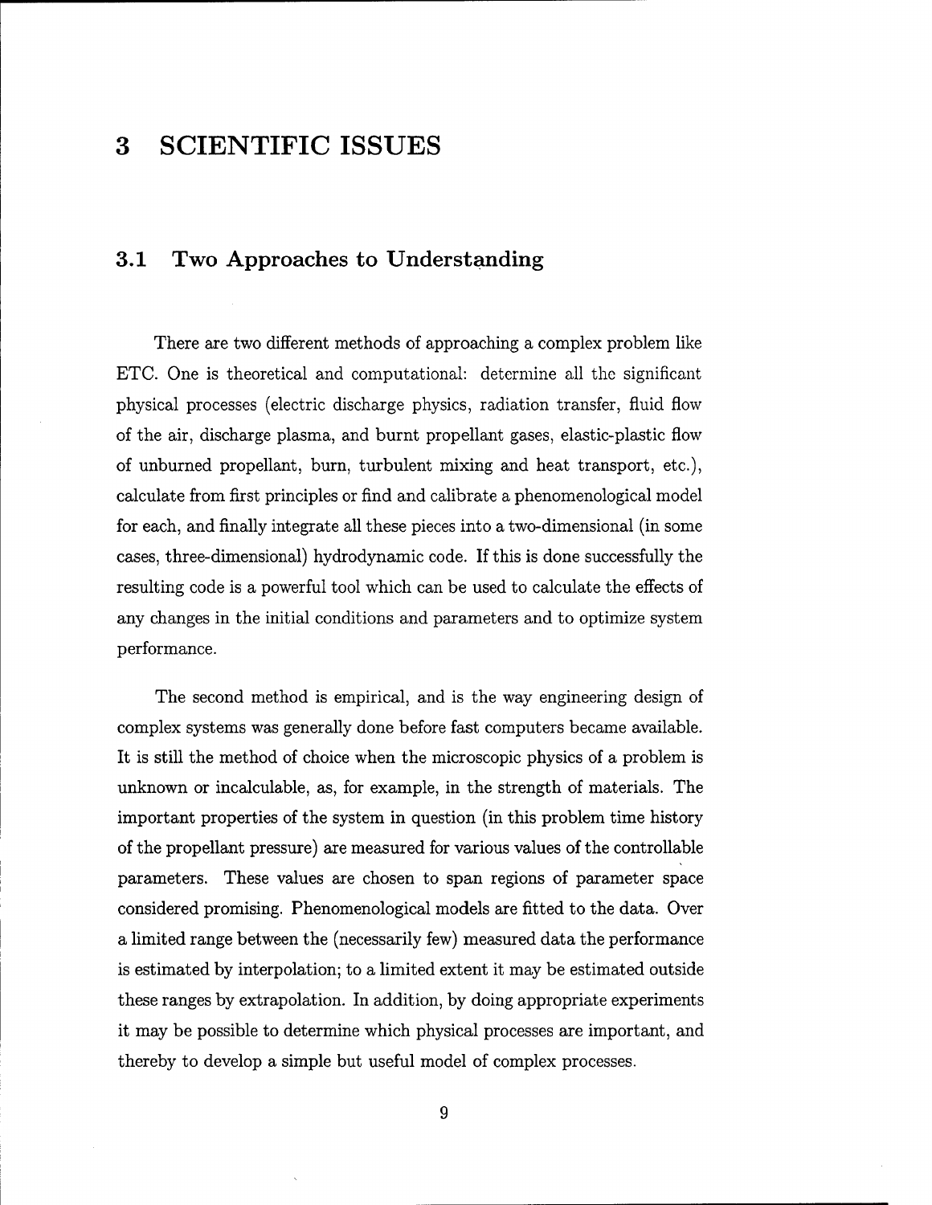# 3 SCIENTIFIC ISSUES

## 3.1 Two Approaches to Understanding

There are two different methods of approaching a complex problem like ETC. One is theoretical and computational: determine all the significant physical processes (electric discharge physics, radiation transfer, fluid flow of the air, discharge plasma, and burnt propellant gases, elastic-plastic flow of unburned propellant, burn, turbulent mixing and heat transport, etc.), calculate from first principles or find and calibrate a phenomenological model for each, and finally integrate all these pieces into a two-dimensional (in some cases, three-dimensional) hydrodynamic code. If this is done successfully the resulting code is a powerful tool which can be used to calculate the effects of any changes in the initial conditions and parameters and to optimize system performance.

The second method is empirical, and is the way engineering design of complex systems was generally done before fast computers became available. It is still the method of choice when the microscopic physics of a problem is unknown or incalculable, as, for example, in the strength of materials. The important properties of the system in question (in this problem time history of the propellant pressure) are measured for various values of the controllable parameters. These values are chosen to span regions of parameter space considered promising. Phenomenological models are fitted to the data. Over a limited range between the (necessarily few) measured data the performance is estimated by interpolation; to a limited extent it may be estimated outside these ranges by extrapolation. In addition, by doing appropriate experiments it may be possible to determine which physical processes are important, and thereby to develop a simple but useful model of complex processes.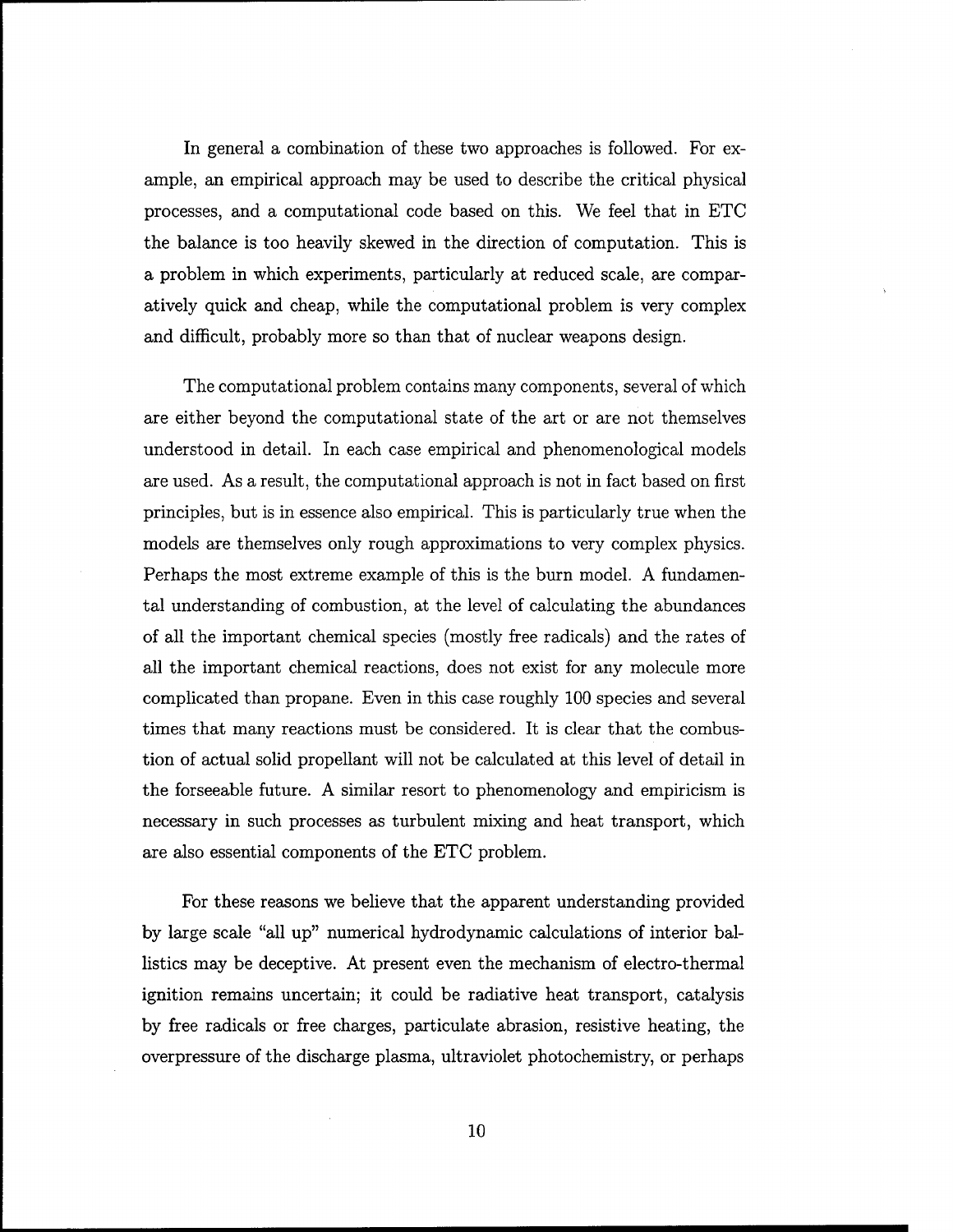In general a combination of these two approaches is followed. For example, an empirical approach may be used to describe the critical physical processes, and a computational code based on this. We feel that in ETC the balance is too heavily skewed in the direction of computation. This is a problem in which experiments, particularly at reduced scale, are comparatively quick and cheap, while the computational problem is very complex and difficult, probably more so than that of nuclear weapons design.

The computational problem contains many components, several of which are either beyond the computational state of the art or are not themselves understood in detail. In each case empirical and phenomenological models are used. As a result, the computational approach is not in fact based on first principles, but is in essence also empirical. This is particularly true when the models are themselves only rough approximations to very complex physics. Perhaps the most extreme example of this is the burn model. A fundamental understanding of combustion, at the level of calculating the abundances of all the important chemical species (mostly free radicals) and the rates of all the important chemical reactions, does not exist for any molecule more complicated than propane. Even in this case roughly 100 species and several times that many reactions must be considered. It is clear that the combustion of actual solid propellant will not be calculated at this level of detail in the forseeable future. A similar resort to phenomenology and empiricism is necessary in such processes as turbulent mixing and heat transport, which are also essential components of the ETC problem.

For these reasons we believe that the apparent understanding provided by large scale "all up" numerical hydrodynamic calculations of interior ballistics may be deceptive. At present even the mechanism of electro-thermal ignition remains uncertain; it could be radiative heat transport, catalysis by free radicals or free charges, particulate abrasion, resistive heating, the overpressure of the discharge plasma, ultraviolet photochemistry, or perhaps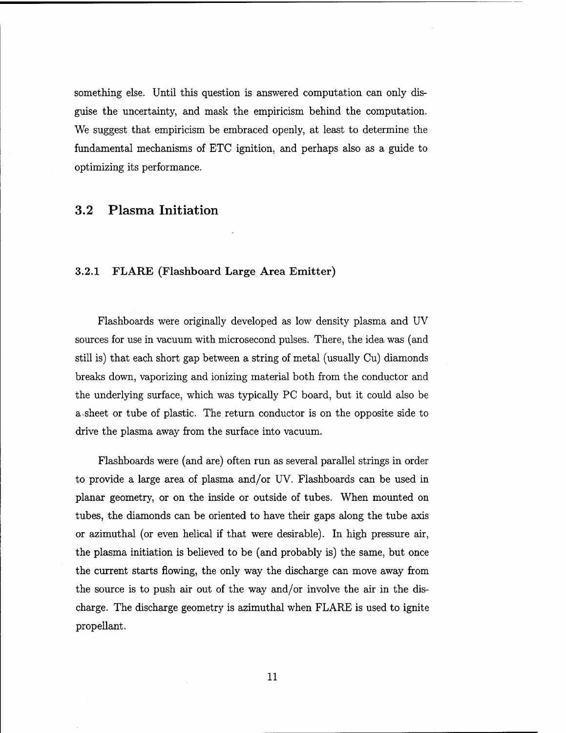something else. Until this question is answered computation can only disguise the uncertainty, and mask the empiricism behind the computation. We suggest that empiricism be embraced openly, at least to determine the fundamental mechanisms of ETC ignition, and perhaps also as a guide to optimizing its performance.

## 3.2 Plasma Initiation

### 3.2.1 FLARE (Flashboard Large Area Emitter)

Flashboards were originally developed as low density plasma and UV sources for use in vacuum with microsecond pulses. There, the idea was (and still is) that each short gap between a string of metal (usually Cu) diamonds breaks down, vaporizing and ionizing material both from the conductor and the underlying surface, which was typically PC board, but it could also be a sheet or tube of plastic. The return conductor is on the opposite side to drive the plasma away from the surface into vacuum.

Flashboards were (and are) often run as several parallel strings in order to provide a large area of plasma and/or UV. Flashboards can be used in planar geometry, or on the inside or outside of tubes. When mounted on tubes, the diamonds can be oriented to have their gaps along the tube axis or azimuthal (or even helical if that were desirable). In high pressure air, the plasma initiation is believed to be (and probably is) the same, but once the current starts flowing, the only way the discharge can move away from the source is to push air out of the way and/or involve the air in the discharge. The discharge geometry is azimuthal when FLARE is used to ignite propellant.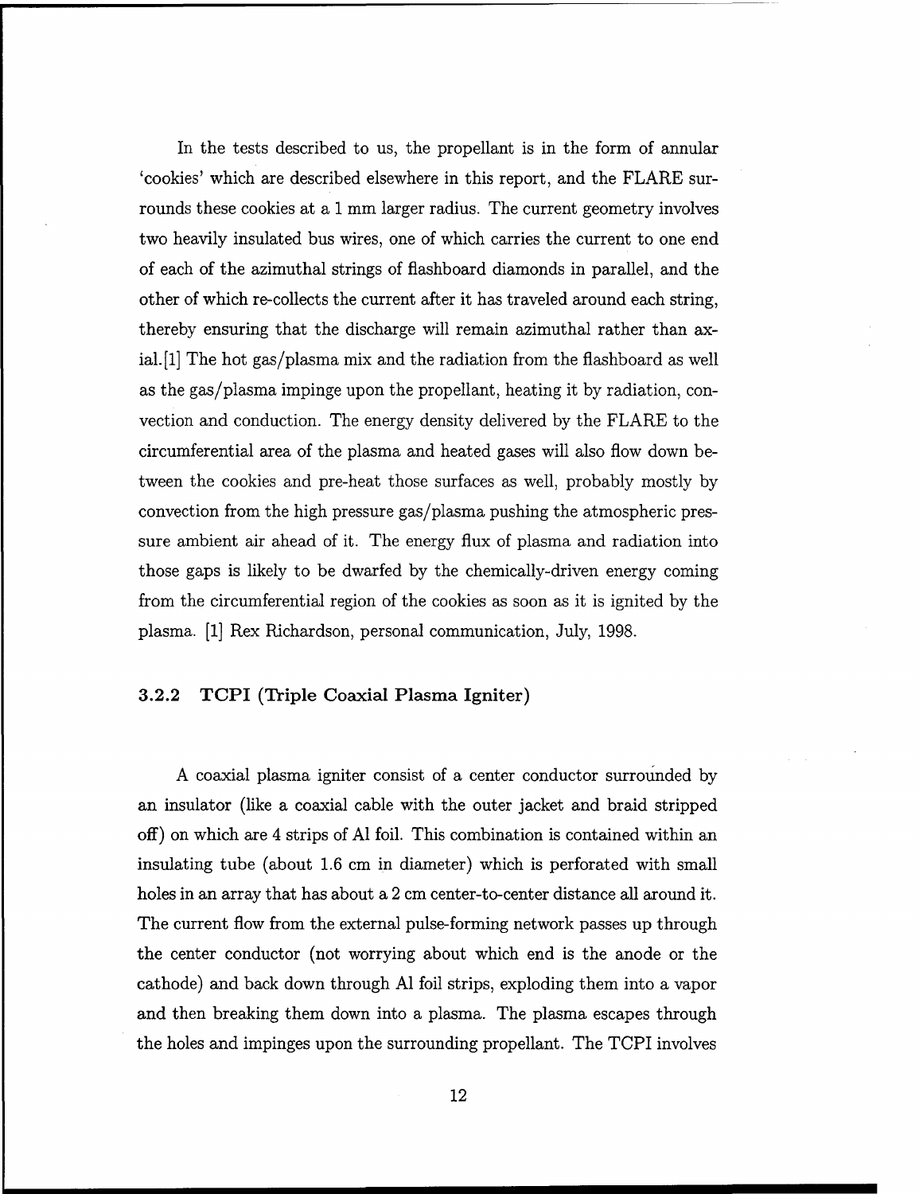In the tests described to us, the propellant is in the form of annular 'cookies' which are described elsewhere in this report, and the FLARE surrounds these cookies at a 1 mm larger radius. The current geometry involves two heavily insulated bus wires, one of which carries the current to one end of each of the azimuthal strings of flashboard diamonds in parallel, and the other of which re-collects the current after it has traveled around each string, thereby ensuring that the discharge will remain azimuthal rather than axial.[1] The hot gas/plasma mix and the radiation from the flashboard as well as the gas/plasma impinge upon the propellant, heating it by radiation, convection and conduction. The energy density delivered by the FLARE to the circumferential area of the plasma and heated gases will also flow down between the cookies and pre-heat those surfaces as well, probably mostly by convection from the high pressure gas/plasma pushing the atmospheric pressure ambient air ahead of it. The energy flux of plasma and radiation into those gaps is likely to be dwarfed by the chemically-driven energy coming from the circumferential region of the cookies as soon as it is ignited by the plasma. [1] Rex Richardson, personal communication, July, 1998.

### 3.2.2 TCPI (Triple Coaxial Plasma Igniter)

A coaxial plasma igniter consist of a center conductor surrounded by an insulator (like a coaxial cable with the outer jacket and braid stripped off) on which are 4 strips of Al foil. This combination is contained within an insulating tube (about 1.6 cm in diameter) which is perforated with small holes in an array that has about a 2 cm center-to-center distance all around it. The current flow from the external pulse-forming network passes up through the center conductor (not worrying about which end is the anode or the cathode) and back down through Al foil strips, exploding them into a vapor and then breaking them down into a plasma. The plasma escapes through the holes and impinges upon the surrounding propellant. The TCPI involves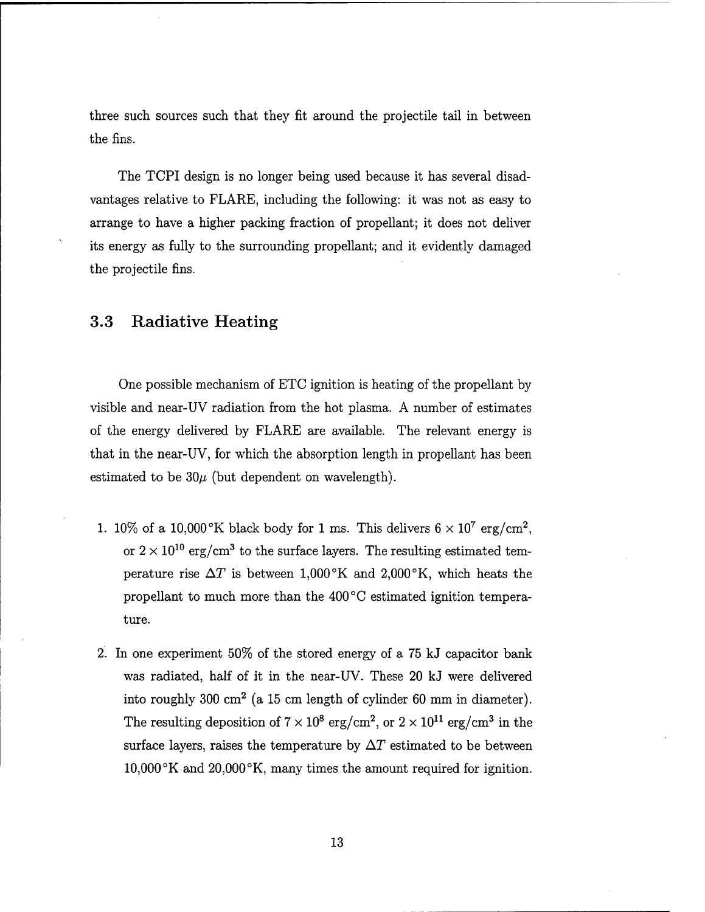three such sources such that they fit around the projectile tail in between the fins.

The TCPI design is no longer being used because it has several disadvantages relative to FLARE, including the following: it was not as easy to arrange to have a higher packing fraction of propellant; it does not deliver its energy as fully to the surrounding propellant; and it evidently damaged the projectile fins.

## 3.3 Radiative Heating

One possible mechanism of ETC ignition is heating of the propellant by visible and near-UV radiation from the hot plasma. A number of estimates of the energy delivered by FLARE are available. The relevant energy is that in the near-UV, for which the absorption length in propellant has been estimated to be $30\mu$ (but dependent on wavelength).

1. 10% of a 10,000°K black body for 1 ms. This delivers $6 \times 10^7$ erg/cm$^2$, or $2 \times 10^{10}$ erg/cm$^3$ to the surface layers. The resulting estimated temperature rise $\Delta T$ is between 1,000°K and 2,000°K, which heats the propellant to much more than the 400°C estimated ignition temperature.

2. In one experiment 50% of the stored energy of a 75 kJ capacitor bank was radiated, half of it in the near-UV. These 20 kJ were delivered into roughly 300 cm$^2$ (a 15 cm length of cylinder 60 mm in diameter). The resulting deposition of $7 \times 10^8$ erg/cm$^2$, or $2 \times 10^{11}$ erg/cm$^3$ in the surface layers, raises the temperature by $\Delta T$ estimated to be between 10,000°K and 20,000°K, many times the amount required for ignition.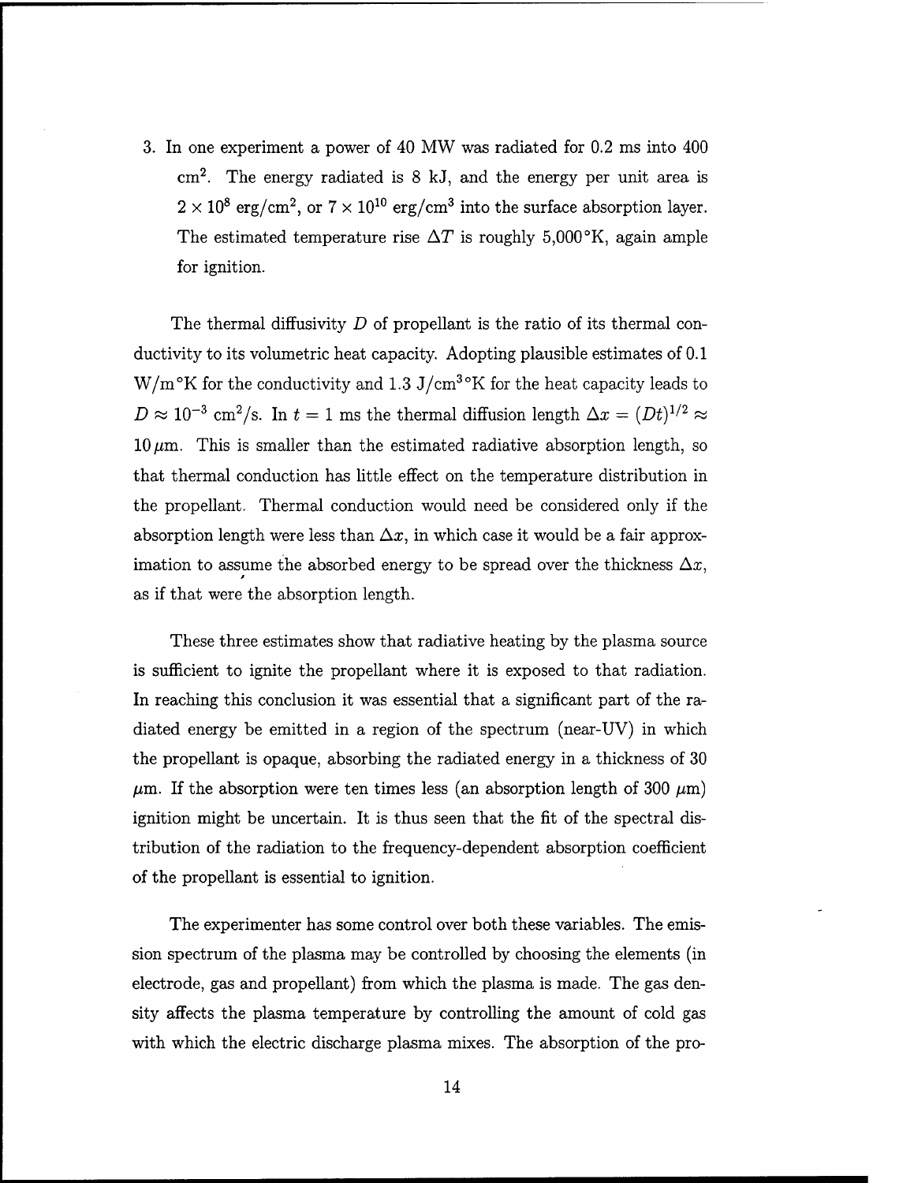3. In one experiment a power of 40 MW was radiated for 0.2 ms into 400 $cm^2$. The energy radiated is 8 kJ, and the energy per unit area is $2 \times 10^8$ erg/$cm^2$, or $7 \times 10^{10}$ erg/$cm^3$ into the surface absorption layer. The estimated temperature rise $\Delta T$ is roughly 5,000°K, again ample for ignition.

The thermal diffusivity $D$ of propellant is the ratio of its thermal conductivity to its volumetric heat capacity. Adopting plausible estimates of 0.1 W/m°K for the conductivity and 1.3 J/$cm^3$°K for the heat capacity leads to $D \approx 10^{-3}$ $cm^2$/s. In $t = 1$ ms the thermal diffusion length $\Delta x = (Dt)^{1/2} \approx 10\,\mu$m. This is smaller than the estimated radiative absorption length, so that thermal conduction has little effect on the temperature distribution in the propellant. Thermal conduction would need be considered only if the absorption length were less than $\Delta x$, in which case it would be a fair approximation to assume the absorbed energy to be spread over the thickness $\Delta x$, as if that were the absorption length.

These three estimates show that radiative heating by the plasma source is sufficient to ignite the propellant where it is exposed to that radiation. In reaching this conclusion it was essential that a significant part of the radiated energy be emitted in a region of the spectrum (near-UV) in which the propellant is opaque, absorbing the radiated energy in a thickness of 30 $\mu$m. If the absorption were ten times less (an absorption length of 300 $\mu$m) ignition might be uncertain. It is thus seen that the fit of the spectral distribution of the radiation to the frequency-dependent absorption coefficient of the propellant is essential to ignition.

The experimenter has some control over both these variables. The emission spectrum of the plasma may be controlled by choosing the elements (in electrode, gas and propellant) from which the plasma is made. The gas density affects the plasma temperature by controlling the amount of cold gas with which the electric discharge plasma mixes. The absorption of the pro-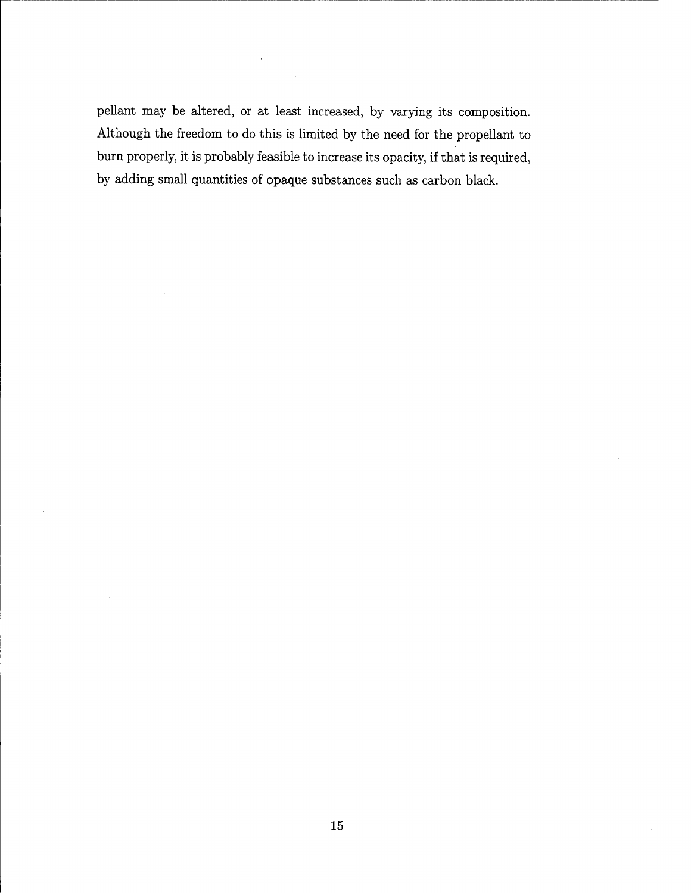pellant may be altered, or at least increased, by varying its composition. Although the freedom to do this is limited by the need for the propellant to burn properly, it is probably feasible to increase its opacity, if that is required, by adding small quantities of opaque substances such as carbon black.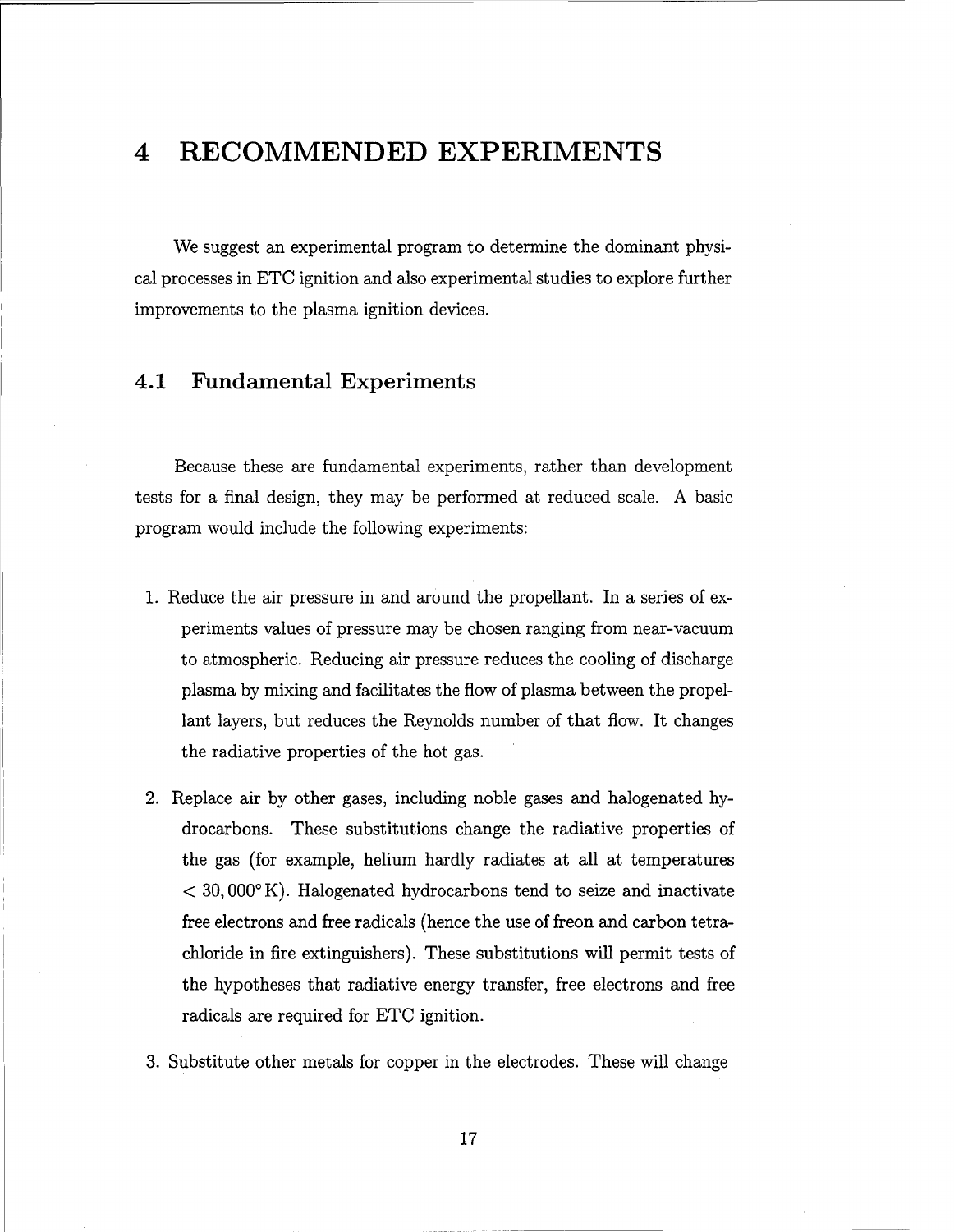# 4 RECOMMENDED EXPERIMENTS

We suggest an experimental program to determine the dominant physical processes in ETC ignition and also experimental studies to explore further improvements to the plasma ignition devices.

## 4.1 Fundamental Experiments

Because these are fundamental experiments, rather than development tests for a final design, they may be performed at reduced scale. A basic program would include the following experiments:

1. Reduce the air pressure in and around the propellant. In a series of experiments values of pressure may be chosen ranging from near-vacuum to atmospheric. Reducing air pressure reduces the cooling of discharge plasma by mixing and facilitates the flow of plasma between the propellant layers, but reduces the Reynolds number of that flow. It changes the radiative properties of the hot gas.

2. Replace air by other gases, including noble gases and halogenated hydrocarbons. These substitutions change the radiative properties of the gas (for example, helium hardly radiates at all at temperatures $< 30,000^\circ$ K). Halogenated hydrocarbons tend to seize and inactivate free electrons and free radicals (hence the use of freon and carbon tetrachloride in fire extinguishers). These substitutions will permit tests of the hypotheses that radiative energy transfer, free electrons and free radicals are required for ETC ignition.

3. Substitute other metals for copper in the electrodes. These will change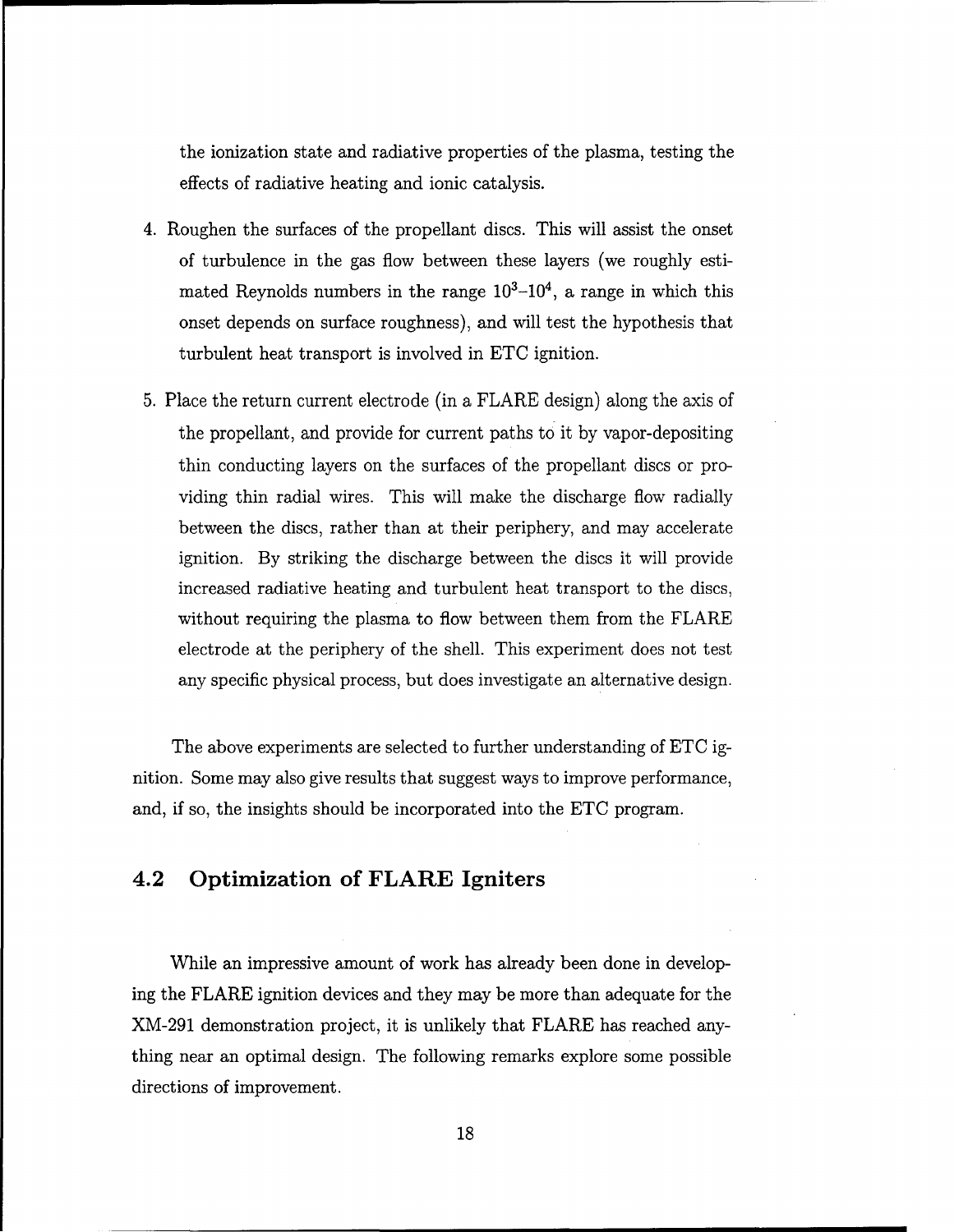the ionization state and radiative properties of the plasma, testing the effects of radiative heating and ionic catalysis.

4. Roughen the surfaces of the propellant discs. This will assist the onset of turbulence in the gas flow between these layers (we roughly estimated Reynolds numbers in the range $10^3$–$10^4$, a range in which this onset depends on surface roughness), and will test the hypothesis that turbulent heat transport is involved in ETC ignition.

5. Place the return current electrode (in a FLARE design) along the axis of the propellant, and provide for current paths to it by vapor-depositing thin conducting layers on the surfaces of the propellant discs or providing thin radial wires. This will make the discharge flow radially between the discs, rather than at their periphery, and may accelerate ignition. By striking the discharge between the discs it will provide increased radiative heating and turbulent heat transport to the discs, without requiring the plasma to flow between them from the FLARE electrode at the periphery of the shell. This experiment does not test any specific physical process, but does investigate an alternative design.

The above experiments are selected to further understanding of ETC ignition. Some may also give results that suggest ways to improve performance, and, if so, the insights should be incorporated into the ETC program.

## 4.2 Optimization of FLARE Igniters

While an impressive amount of work has already been done in developing the FLARE ignition devices and they may be more than adequate for the XM-291 demonstration project, it is unlikely that FLARE has reached anything near an optimal design. The following remarks explore some possible directions of improvement.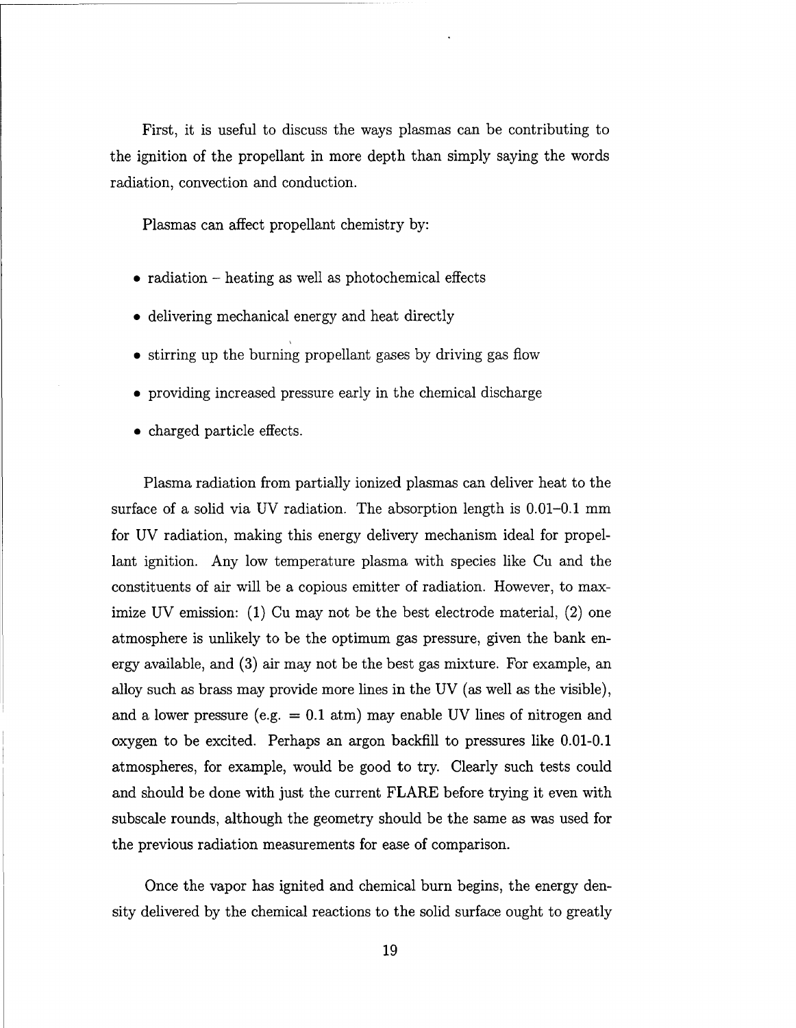First, it is useful to discuss the ways plasmas can be contributing to the ignition of the propellant in more depth than simply saying the words radiation, convection and conduction.

Plasmas can affect propellant chemistry by:

- radiation – heating as well as photochemical effects
- delivering mechanical energy and heat directly
- stirring up the burning propellant gases by driving gas flow
- providing increased pressure early in the chemical discharge
- charged particle effects.

Plasma radiation from partially ionized plasmas can deliver heat to the surface of a solid via UV radiation. The absorption length is 0.01–0.1 mm for UV radiation, making this energy delivery mechanism ideal for propellant ignition. Any low temperature plasma with species like Cu and the constituents of air will be a copious emitter of radiation. However, to maximize UV emission: (1) Cu may not be the best electrode material, (2) one atmosphere is unlikely to be the optimum gas pressure, given the bank energy available, and (3) air may not be the best gas mixture. For example, an alloy such as brass may provide more lines in the UV (as well as the visible), and a lower pressure (e.g. = 0.1 atm) may enable UV lines of nitrogen and oxygen to be excited. Perhaps an argon backfill to pressures like 0.01-0.1 atmospheres, for example, would be good to try. Clearly such tests could and should be done with just the current FLARE before trying it even with subscale rounds, although the geometry should be the same as was used for the previous radiation measurements for ease of comparison.

Once the vapor has ignited and chemical burn begins, the energy density delivered by the chemical reactions to the solid surface ought to greatly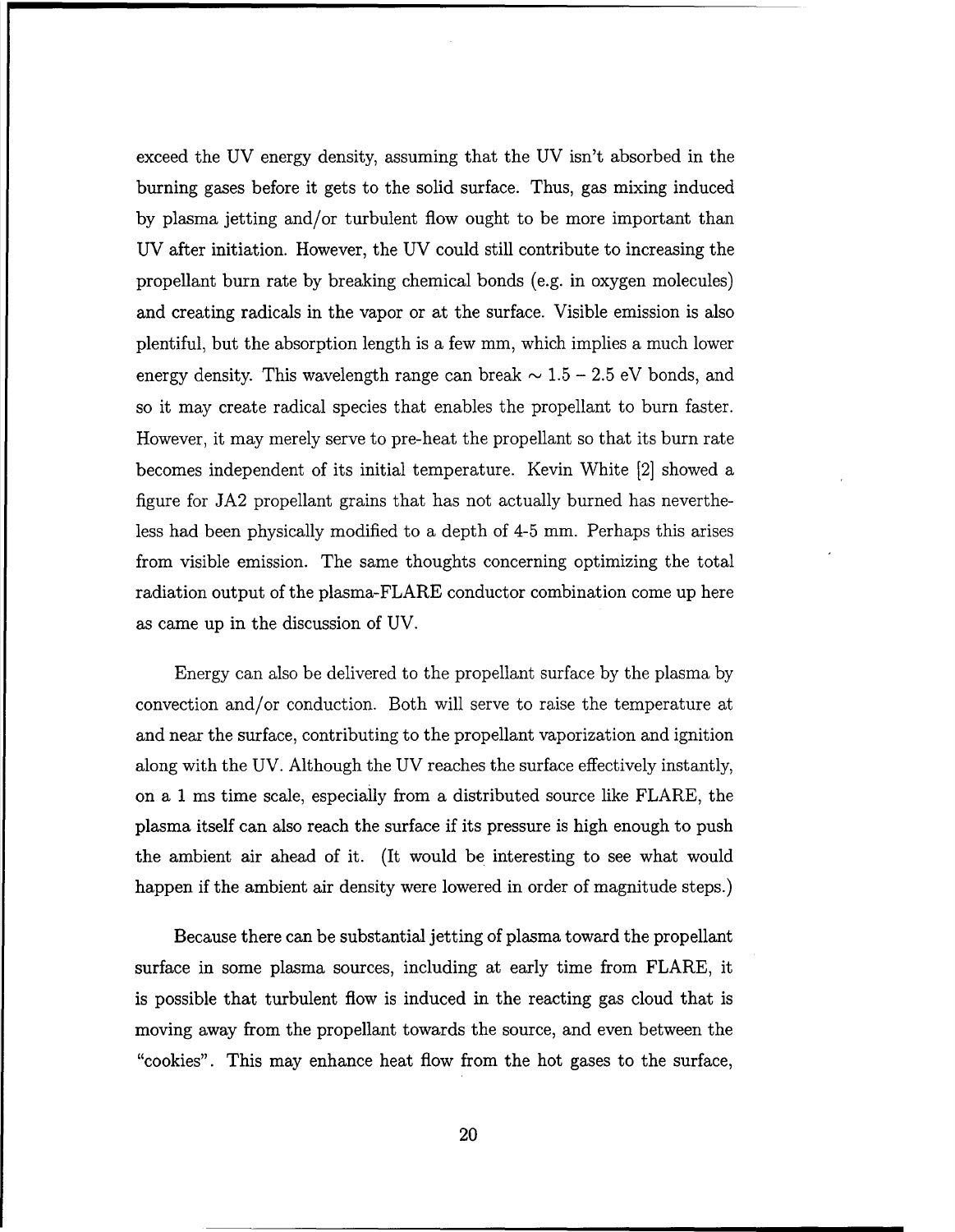exceed the UV energy density, assuming that the UV isn't absorbed in the burning gases before it gets to the solid surface. Thus, gas mixing induced by plasma jetting and/or turbulent flow ought to be more important than UV after initiation. However, the UV could still contribute to increasing the propellant burn rate by breaking chemical bonds (e.g. in oxygen molecules) and creating radicals in the vapor or at the surface. Visible emission is also plentiful, but the absorption length is a few mm, which implies a much lower energy density. This wavelength range can break $\sim 1.5 - 2.5$ eV bonds, and so it may create radical species that enables the propellant to burn faster. However, it may merely serve to pre-heat the propellant so that its burn rate becomes independent of its initial temperature. Kevin White [2] showed a figure for JA2 propellant grains that has not actually burned has nevertheless had been physically modified to a depth of 4-5 mm. Perhaps this arises from visible emission. The same thoughts concerning optimizing the total radiation output of the plasma-FLARE conductor combination come up here as came up in the discussion of UV.

Energy can also be delivered to the propellant surface by the plasma by convection and/or conduction. Both will serve to raise the temperature at and near the surface, contributing to the propellant vaporization and ignition along with the UV. Although the UV reaches the surface effectively instantly, on a 1 ms time scale, especially from a distributed source like FLARE, the plasma itself can also reach the surface if its pressure is high enough to push the ambient air ahead of it. (It would be interesting to see what would happen if the ambient air density were lowered in order of magnitude steps.)

Because there can be substantial jetting of plasma toward the propellant surface in some plasma sources, including at early time from FLARE, it is possible that turbulent flow is induced in the reacting gas cloud that is moving away from the propellant towards the source, and even between the "cookies". This may enhance heat flow from the hot gases to the surface,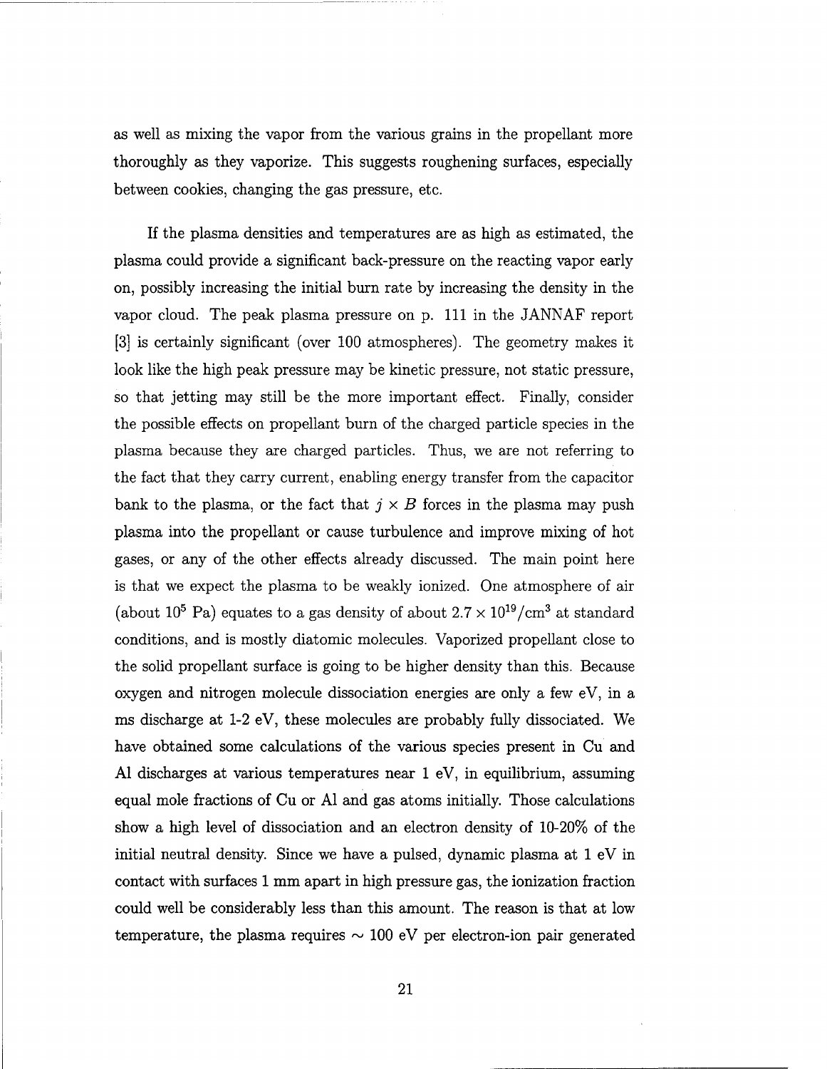as well as mixing the vapor from the various grains in the propellant more thoroughly as they vaporize. This suggests roughening surfaces, especially between cookies, changing the gas pressure, etc.

If the plasma densities and temperatures are as high as estimated, the plasma could provide a significant back-pressure on the reacting vapor early on, possibly increasing the initial burn rate by increasing the density in the vapor cloud. The peak plasma pressure on p. 111 in the JANNAF report [3] is certainly significant (over 100 atmospheres). The geometry makes it look like the high peak pressure may be kinetic pressure, not static pressure, so that jetting may still be the more important effect. Finally, consider the possible effects on propellant burn of the charged particle species in the plasma because they are charged particles. Thus, we are not referring to the fact that they carry current, enabling energy transfer from the capacitor bank to the plasma, or the fact that $j \times B$ forces in the plasma may push plasma into the propellant or cause turbulence and improve mixing of hot gases, or any of the other effects already discussed. The main point here is that we expect the plasma to be weakly ionized. One atmosphere of air (about $10^5$ Pa) equates to a gas density of about $2.7 \times 10^{19}/\text{cm}^3$ at standard conditions, and is mostly diatomic molecules. Vaporized propellant close to the solid propellant surface is going to be higher density than this. Because oxygen and nitrogen molecule dissociation energies are only a few eV, in a ms discharge at 1-2 eV, these molecules are probably fully dissociated. We have obtained some calculations of the various species present in Cu and Al discharges at various temperatures near 1 eV, in equilibrium, assuming equal mole fractions of Cu or Al and gas atoms initially. Those calculations show a high level of dissociation and an electron density of 10-20% of the initial neutral density. Since we have a pulsed, dynamic plasma at 1 eV in contact with surfaces 1 mm apart in high pressure gas, the ionization fraction could well be considerably less than this amount. The reason is that at low temperature, the plasma requires $\sim 100$ eV per electron-ion pair generated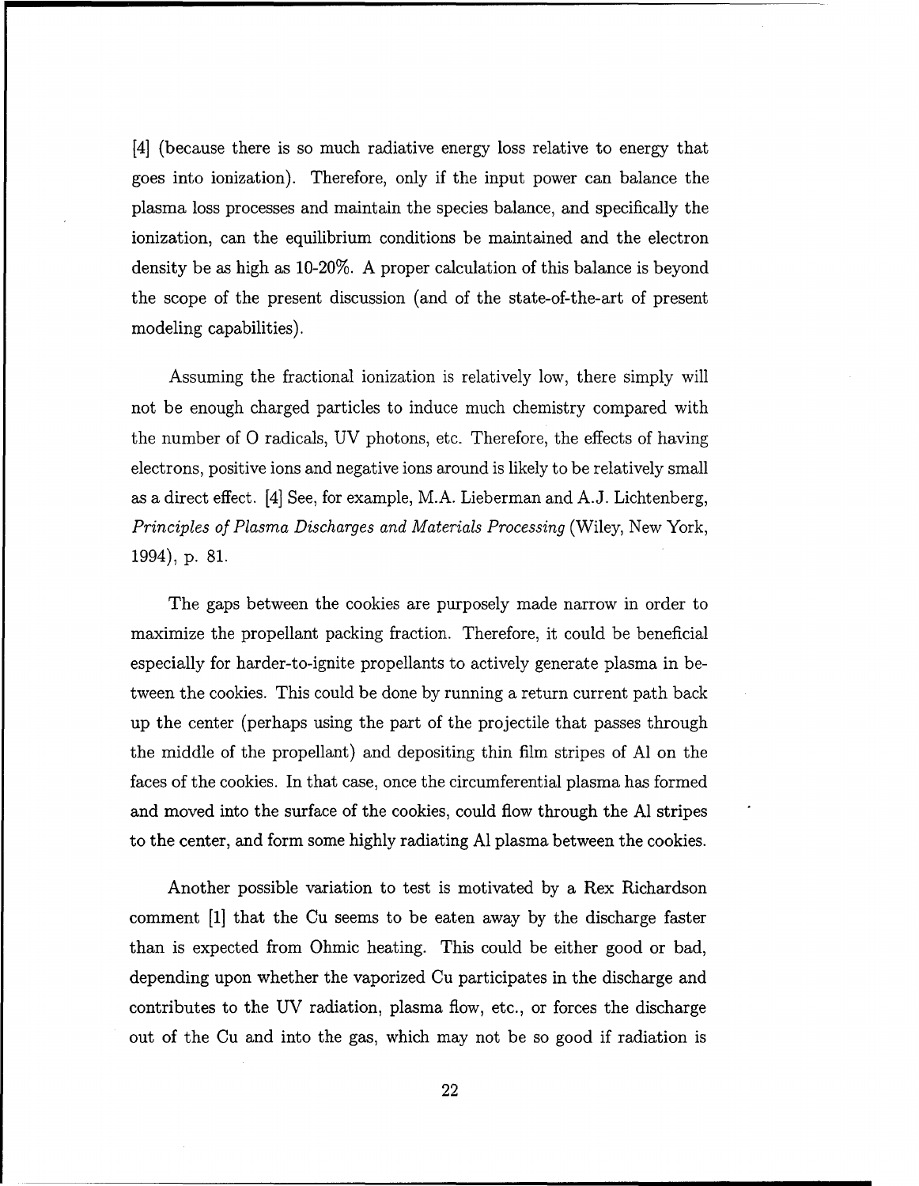[4] (because there is so much radiative energy loss relative to energy that goes into ionization). Therefore, only if the input power can balance the plasma loss processes and maintain the species balance, and specifically the ionization, can the equilibrium conditions be maintained and the electron density be as high as 10-20%. A proper calculation of this balance is beyond the scope of the present discussion (and of the state-of-the-art of present modeling capabilities).

Assuming the fractional ionization is relatively low, there simply will not be enough charged particles to induce much chemistry compared with the number of O radicals, UV photons, etc. Therefore, the effects of having electrons, positive ions and negative ions around is likely to be relatively small as a direct effect. [4] See, for example, M.A. Lieberman and A.J. Lichtenberg, *Principles of Plasma Discharges and Materials Processing* (Wiley, New York, 1994), p. 81.

The gaps between the cookies are purposely made narrow in order to maximize the propellant packing fraction. Therefore, it could be beneficial especially for harder-to-ignite propellants to actively generate plasma in between the cookies. This could be done by running a return current path back up the center (perhaps using the part of the projectile that passes through the middle of the propellant) and depositing thin film stripes of Al on the faces of the cookies. In that case, once the circumferential plasma has formed and moved into the surface of the cookies, could flow through the Al stripes to the center, and form some highly radiating Al plasma between the cookies.

Another possible variation to test is motivated by a Rex Richardson comment [1] that the Cu seems to be eaten away by the discharge faster than is expected from Ohmic heating. This could be either good or bad, depending upon whether the vaporized Cu participates in the discharge and contributes to the UV radiation, plasma flow, etc., or forces the discharge out of the Cu and into the gas, which may not be so good if radiation is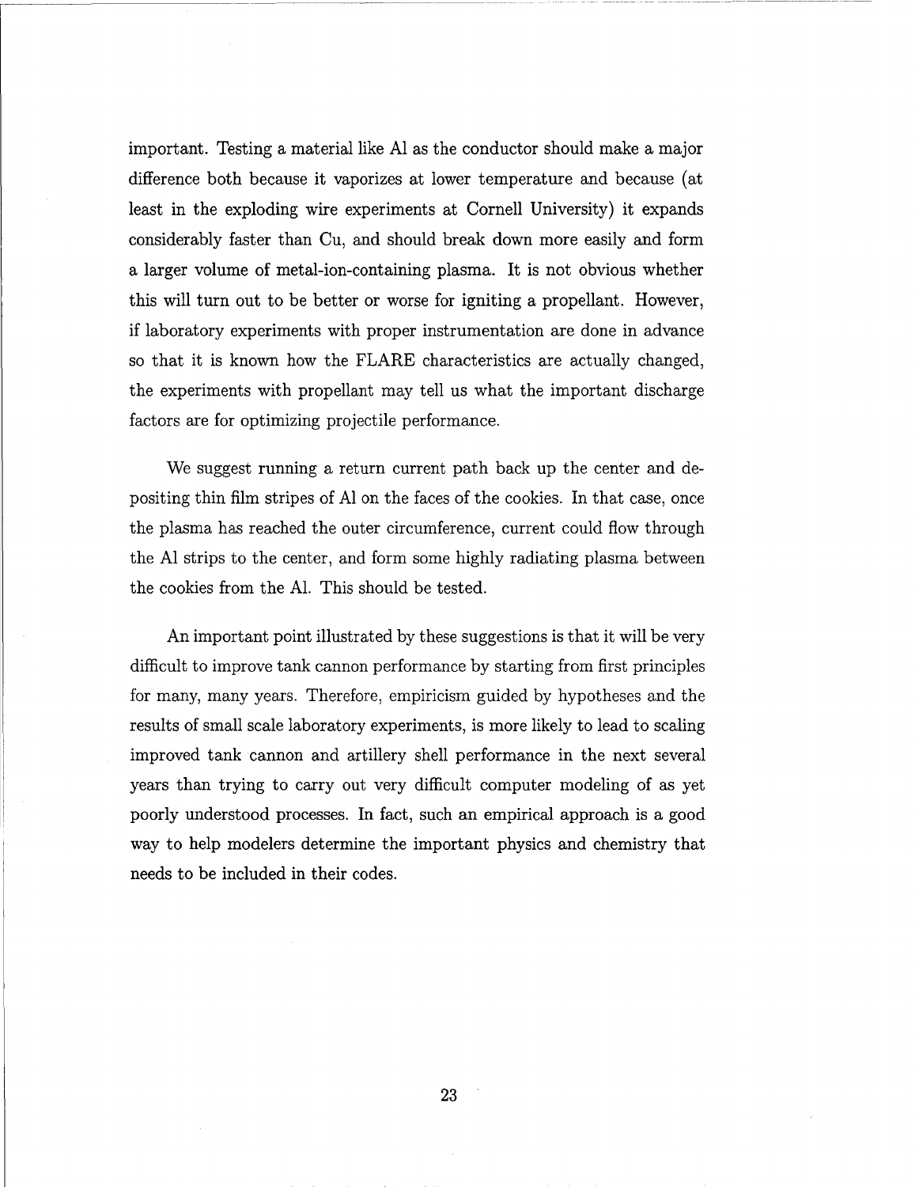important. Testing a material like Al as the conductor should make a major difference both because it vaporizes at lower temperature and because (at least in the exploding wire experiments at Cornell University) it expands considerably faster than Cu, and should break down more easily and form a larger volume of metal-ion-containing plasma. It is not obvious whether this will turn out to be better or worse for igniting a propellant. However, if laboratory experiments with proper instrumentation are done in advance so that it is known how the FLARE characteristics are actually changed, the experiments with propellant may tell us what the important discharge factors are for optimizing projectile performance.

We suggest running a return current path back up the center and depositing thin film stripes of Al on the faces of the cookies. In that case, once the plasma has reached the outer circumference, current could flow through the Al strips to the center, and form some highly radiating plasma between the cookies from the Al. This should be tested.

An important point illustrated by these suggestions is that it will be very difficult to improve tank cannon performance by starting from first principles for many, many years. Therefore, empiricism guided by hypotheses and the results of small scale laboratory experiments, is more likely to lead to scaling improved tank cannon and artillery shell performance in the next several years than trying to carry out very difficult computer modeling of as yet poorly understood processes. In fact, such an empirical approach is a good way to help modelers determine the important physics and chemistry that needs to be included in their codes.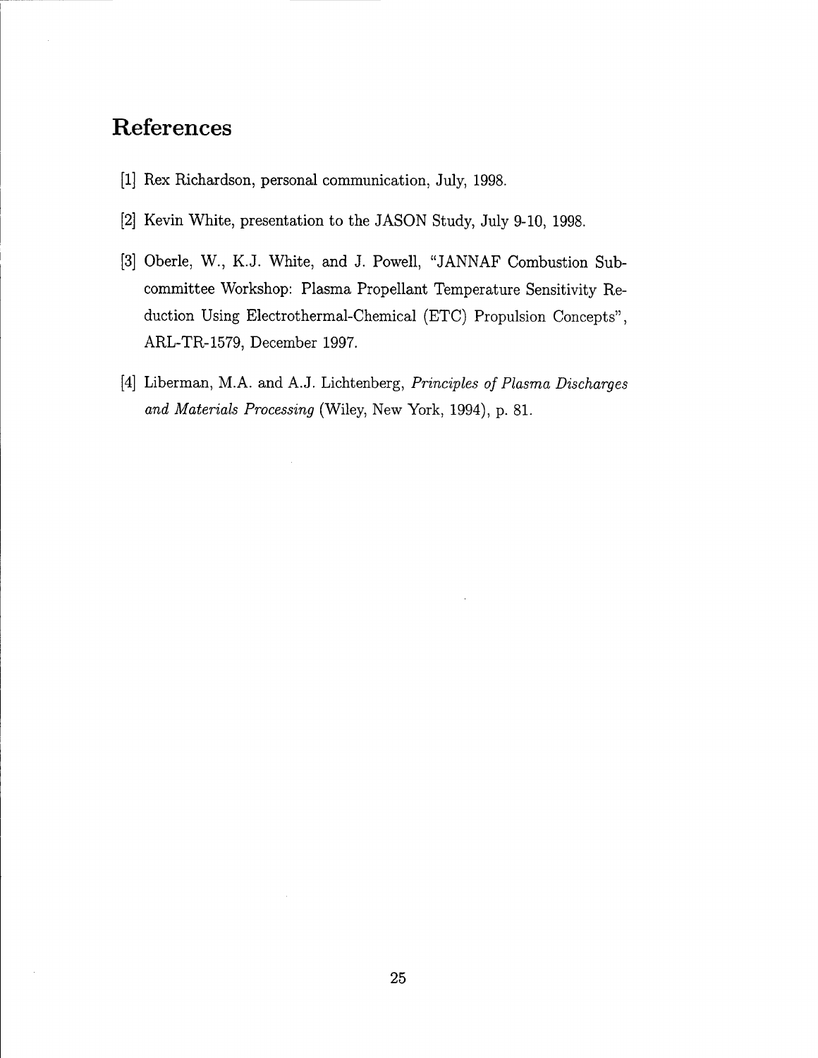# References

[1] Rex Richardson, personal communication, July, 1998.

[2] Kevin White, presentation to the JASON Study, July 9-10, 1998.

[3] Oberle, W., K.J. White, and J. Powell, "JANNAF Combustion Subcommittee Workshop: Plasma Propellant Temperature Sensitivity Reduction Using Electrothermal-Chemical (ETC) Propulsion Concepts", ARL-TR-1579, December 1997.

[4] Liberman, M.A. and A.J. Lichtenberg, *Principles of Plasma Discharges and Materials Processing* (Wiley, New York, 1994), p. 81.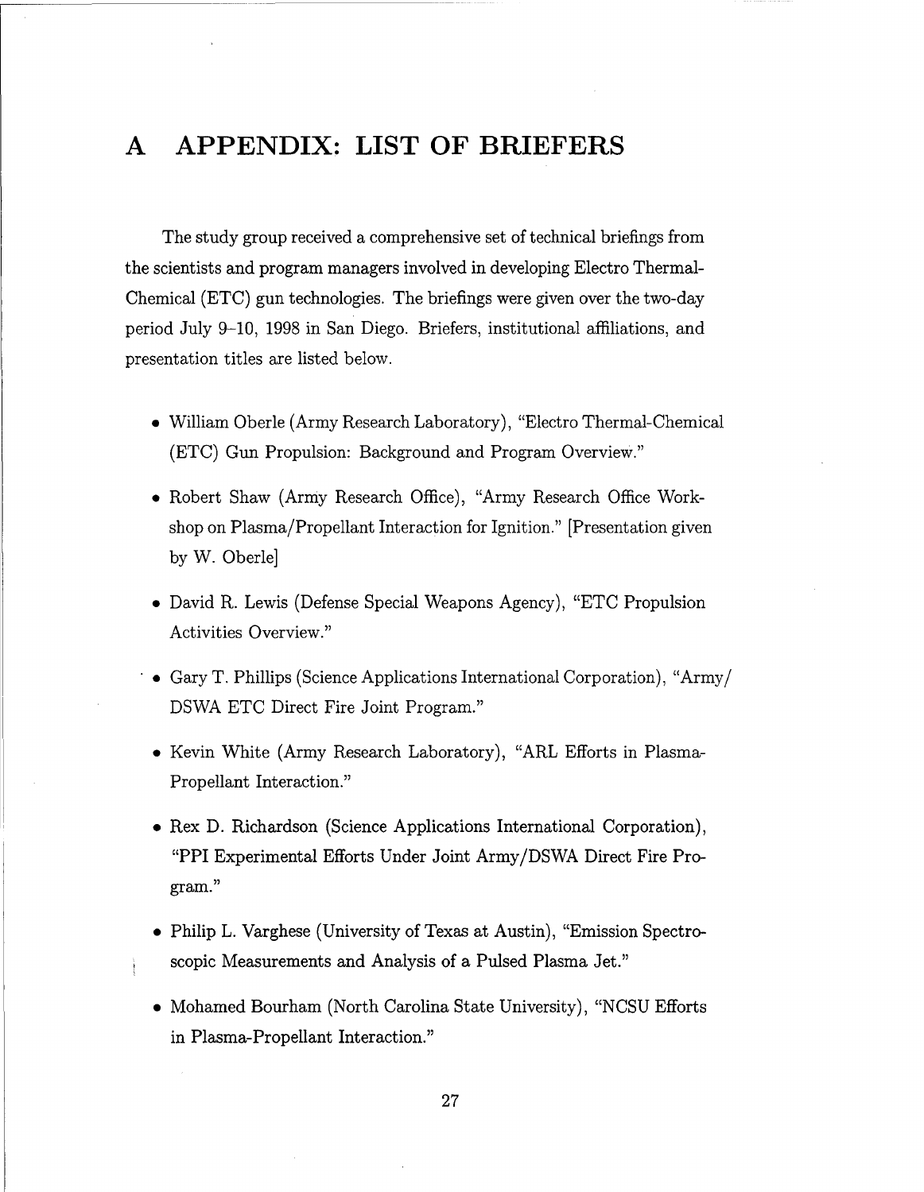# A APPENDIX: LIST OF BRIEFERS

The study group received a comprehensive set of technical briefings from the scientists and program managers involved in developing Electro Thermal-Chemical (ETC) gun technologies. The briefings were given over the two-day period July 9–10, 1998 in San Diego. Briefers, institutional affiliations, and presentation titles are listed below.

- William Oberle (Army Research Laboratory), "Electro Thermal-Chemical (ETC) Gun Propulsion: Background and Program Overview."
- Robert Shaw (Army Research Office), "Army Research Office Workshop on Plasma/Propellant Interaction for Ignition." [Presentation given by W. Oberle]
- David R. Lewis (Defense Special Weapons Agency), "ETC Propulsion Activities Overview."
- Gary T. Phillips (Science Applications International Corporation), "Army/DSWA ETC Direct Fire Joint Program."
- Kevin White (Army Research Laboratory), "ARL Efforts in Plasma-Propellant Interaction."
- Rex D. Richardson (Science Applications International Corporation), "PPI Experimental Efforts Under Joint Army/DSWA Direct Fire Program."
- Philip L. Varghese (University of Texas at Austin), "Emission Spectroscopic Measurements and Analysis of a Pulsed Plasma Jet."
- Mohamed Bourham (North Carolina State University), "NCSU Efforts in Plasma-Propellant Interaction."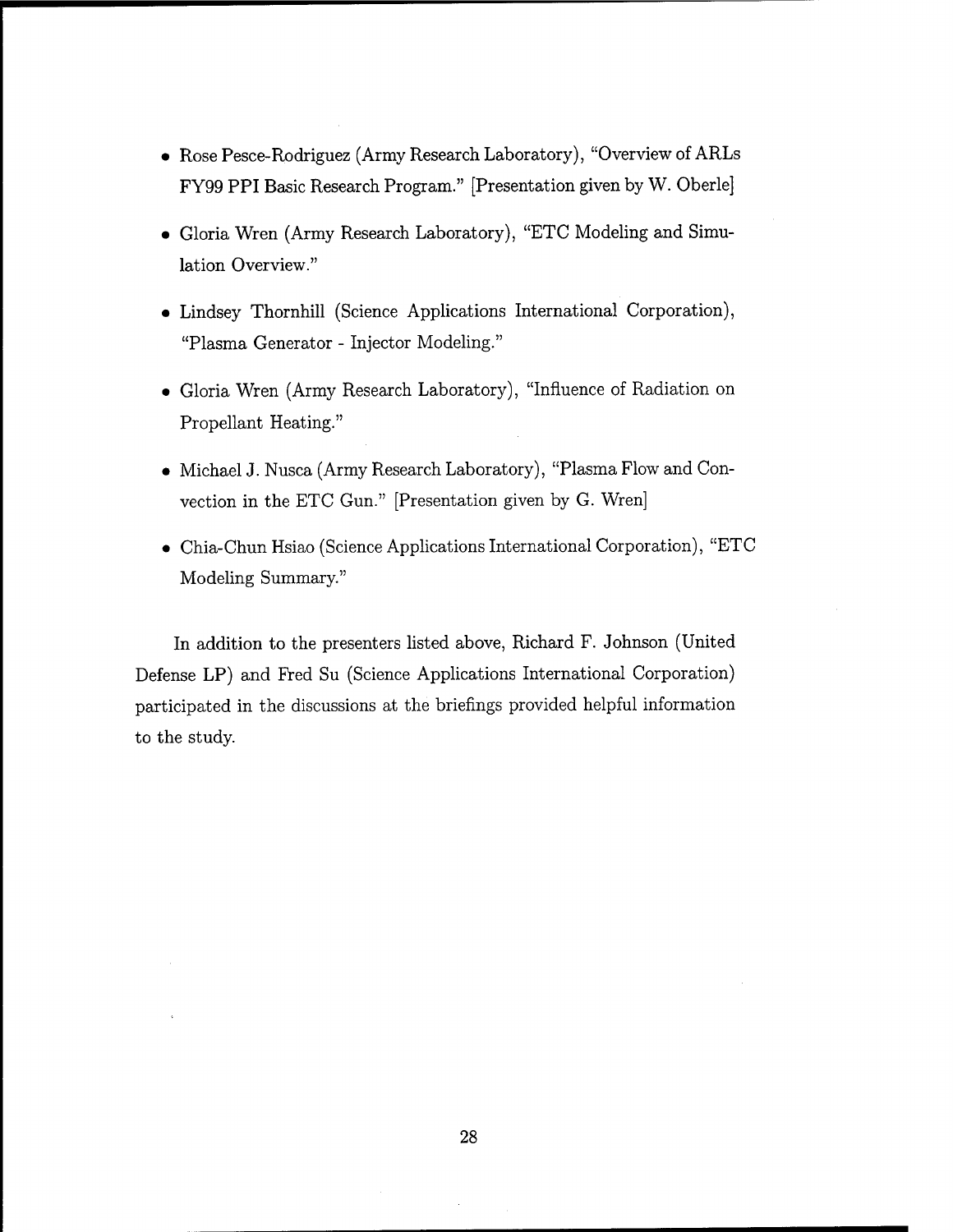- Rose Pesce-Rodriguez (Army Research Laboratory), "Overview of ARLs FY99 PPI Basic Research Program." [Presentation given by W. Oberle]

- Gloria Wren (Army Research Laboratory), "ETC Modeling and Simulation Overview."

- Lindsey Thornhill (Science Applications International Corporation), "Plasma Generator - Injector Modeling."

- Gloria Wren (Army Research Laboratory), "Influence of Radiation on Propellant Heating."

- Michael J. Nusca (Army Research Laboratory), "Plasma Flow and Convection in the ETC Gun." [Presentation given by G. Wren]

- Chia-Chun Hsiao (Science Applications International Corporation), "ETC Modeling Summary."

In addition to the presenters listed above, Richard F. Johnson (United Defense LP) and Fred Su (Science Applications International Corporation) participated in the discussions at the briefings provided helpful information to the study.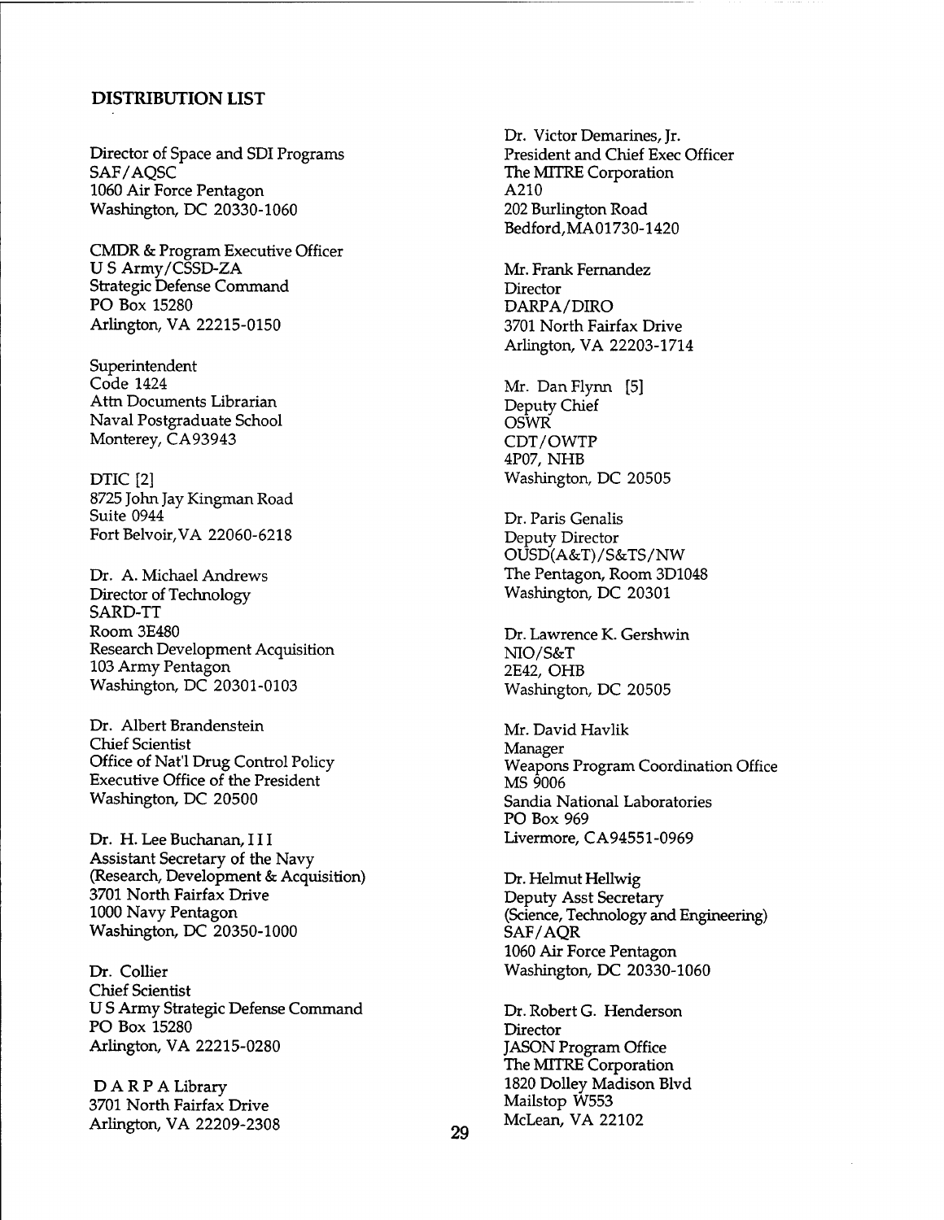## DISTRIBUTION LIST

Director of Space and SDI Programs
SAF/AQSC
1060 Air Force Pentagon
Washington, DC 20330-1060

CMDR & Program Executive Officer
U S Army/CSSD-ZA
Strategic Defense Command
PO Box 15280
Arlington, VA 22215-0150

Superintendent
Code 1424
Attn Documents Librarian
Naval Postgraduate School
Monterey, CA93943

DTIC [2]
8725 John Jay Kingman Road
Suite 0944
Fort Belvoir,VA 22060-6218

Dr. A. Michael Andrews
Director of Technology
SARD-TT
Room 3E480
Research Development Acquisition
103 Army Pentagon
Washington, DC 20301-0103

Dr. Albert Brandenstein
Chief Scientist
Office of Nat'l Drug Control Policy
Executive Office of the President
Washington, DC 20500

Dr. H. Lee Buchanan, I I I
Assistant Secretary of the Navy
(Research, Development & Acquisition)
3701 North Fairfax Drive
1000 Navy Pentagon
Washington, DC 20350-1000

Dr. Collier
Chief Scientist
U S Army Strategic Defense Command
PO Box 15280
Arlington, VA 22215-0280

D A R P A Library
3701 North Fairfax Drive
Arlington, VA 22209-2308

Dr. Victor Demarines, Jr.
President and Chief Exec Officer
The MITRE Corporation
A210
202 Burlington Road
Bedford,MA01730-1420

Mr. Frank Fernandez
Director
DARPA/DIRO
3701 North Fairfax Drive
Arlington, VA 22203-1714

Mr. Dan Flynn [5]
Deputy Chief
OSWR
CDT/OWTP
4P07, NHB
Washington, DC 20505

Dr. Paris Genalis
Deputy Director
OUSD(A&T)/S&TS/NW
The Pentagon, Room 3D1048
Washington, DC 20301

Dr. Lawrence K. Gershwin
NIO/S&T
2E42, OHB
Washington, DC 20505

Mr. David Havlik
Manager
Weapons Program Coordination Office
MS 9006
Sandia National Laboratories
PO Box 969
Livermore, CA94551-0969

Dr. Helmut Hellwig
Deputy Asst Secretary
(Science, Technology and Engineering)
SAF/AQR
1060 Air Force Pentagon
Washington, DC 20330-1060

Dr. Robert G. Henderson
Director
JASON Program Office
The MITRE Corporation
1820 Dolley Madison Blvd
Mailstop W553
McLean, VA 22102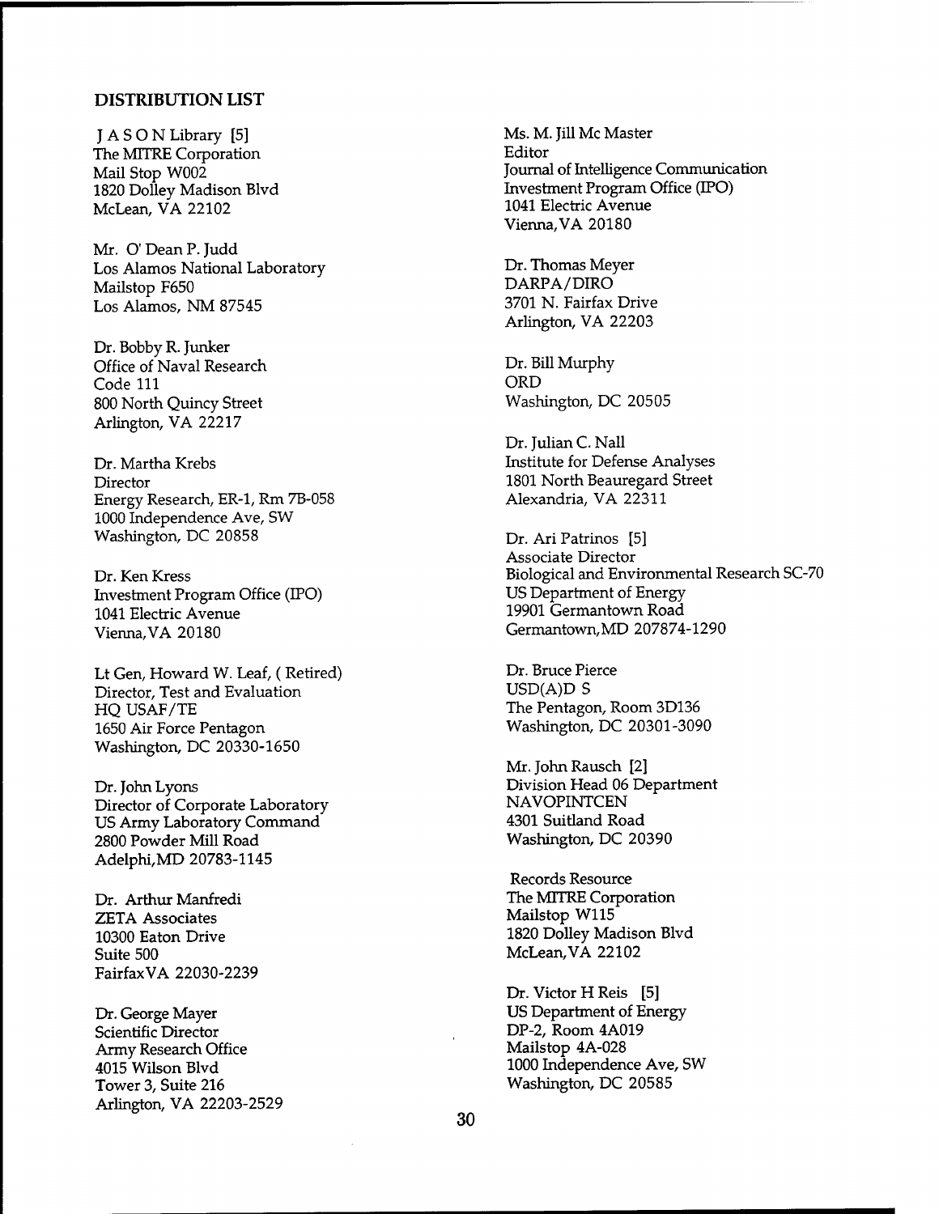## DISTRIBUTION LIST

J A S O N Library [5]
The MITRE Corporation
Mail Stop W002
1820 Dolley Madison Blvd
McLean, VA 22102

Mr. O' Dean P. Judd
Los Alamos National Laboratory
Mailstop F650
Los Alamos, NM 87545

Dr. Bobby R. Junker
Office of Naval Research
Code 111
800 North Quincy Street
Arlington, VA 22217

Dr. Martha Krebs
Director
Energy Research, ER-1, Rm 7B-058
1000 Independence Ave, SW
Washington, DC 20858

Dr. Ken Kress
Investment Program Office (IPO)
1041 Electric Avenue
Vienna,VA 20180

Lt Gen, Howard W. Leaf, ( Retired)
Director, Test and Evaluation
HQ USAF/TE
1650 Air Force Pentagon
Washington, DC 20330-1650

Dr. John Lyons
Director of Corporate Laboratory
US Army Laboratory Command
2800 Powder Mill Road
Adelphi,MD 20783-1145

Dr. Arthur Manfredi
ZETA Associates
10300 Eaton Drive
Suite 500
FairfaxVA 22030-2239

Dr. George Mayer
Scientific Director
Army Research Office
4015 Wilson Blvd
Tower 3, Suite 216
Arlington, VA 22203-2529

Ms. M. Jill Mc Master
Editor
Journal of Intelligence Communication
Investment Program Office (IPO)
1041 Electric Avenue
Vienna,VA 20180

Dr. Thomas Meyer
DARPA/DIRO
3701 N. Fairfax Drive
Arlington, VA 22203

Dr. Bill Murphy
ORD
Washington, DC 20505

Dr. Julian C. Nall
Institute for Defense Analyses
1801 North Beauregard Street
Alexandria, VA 22311

Dr. Ari Patrinos [5]
Associate Director
Biological and Environmental Research SC-70
US Department of Energy
19901 Germantown Road
Germantown,MD 207874-1290

Dr. Bruce Pierce
USD(A)D S
The Pentagon, Room 3D136
Washington, DC 20301-3090

Mr. John Rausch [2]
Division Head 06 Department
NAVOPINTCEN
4301 Suitland Road
Washington, DC 20390

Records Resource
The MITRE Corporation
Mailstop W115
1820 Dolley Madison Blvd
McLean,VA 22102

Dr. Victor H Reis [5]
US Department of Energy
DP-2, Room 4A019
Mailstop 4A-028
1000 Independence Ave, SW
Washington, DC 20585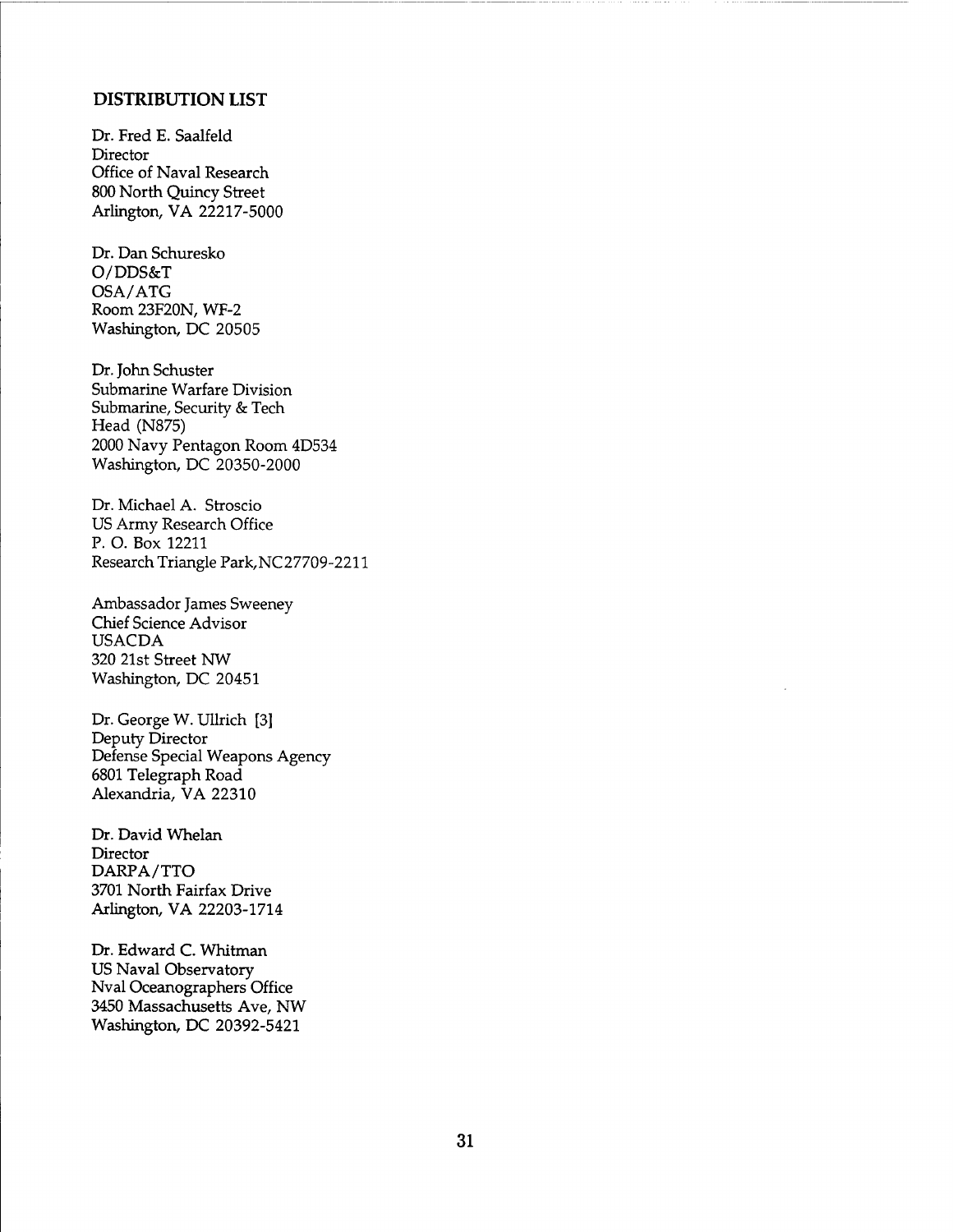## DISTRIBUTION LIST

Dr. Fred E. Saalfeld
Director
Office of Naval Research
800 North Quincy Street
Arlington, VA 22217-5000

Dr. Dan Schuresko
O/DDS&T
OSA/ATG
Room 23F20N, WF-2
Washington, DC 20505

Dr. John Schuster
Submarine Warfare Division
Submarine, Security & Tech
Head (N875)
2000 Navy Pentagon Room 4D534
Washington, DC 20350-2000

Dr. Michael A. Stroscio
US Army Research Office
P. O. Box 12211
Research Triangle Park,NC27709-2211

Ambassador James Sweeney
Chief Science Advisor
USACDA
320 21st Street NW
Washington, DC 20451

Dr. George W. Ullrich [3]
Deputy Director
Defense Special Weapons Agency
6801 Telegraph Road
Alexandria, VA 22310

Dr. David Whelan
Director
DARPA/TTO
3701 North Fairfax Drive
Arlington, VA 22203-1714

Dr. Edward C. Whitman
US Naval Observatory
Nval Oceanographers Office
3450 Massachusetts Ave, NW
Washington, DC 20392-5421